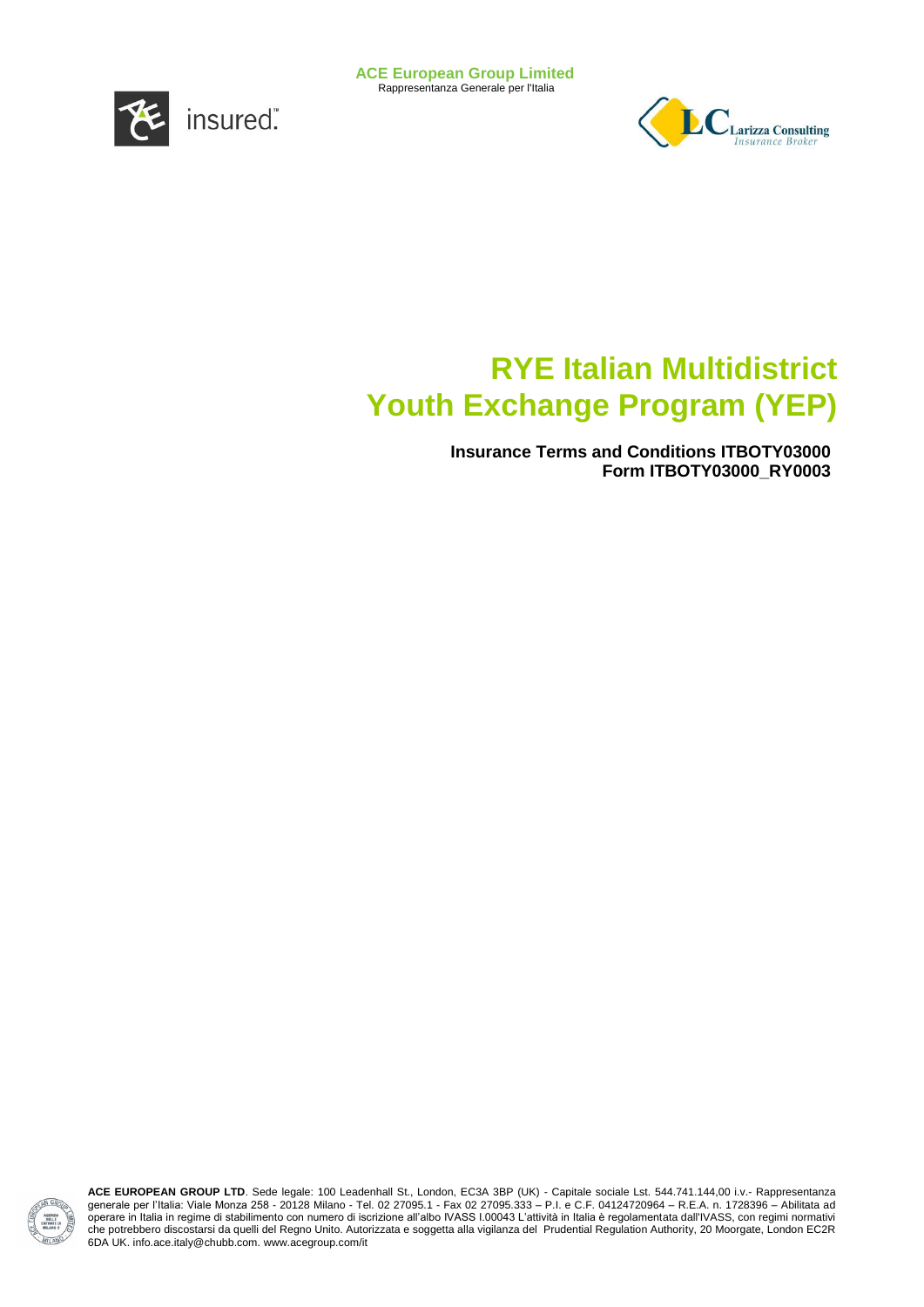**ACE European Group Limited**
Rappresentanza Generale per l'Italia

insured.

Larizza Consulting
Insurance Broker

# RYE Italian Multidistrict Youth Exchange Program (YEP)

**Insurance Terms and Conditions ITBOTY03000**
**Form ITBOTY03000_RY0003**

**ACE EUROPEAN GROUP LTD**. Sede legale: 100 Leadenhall St., London, EC3A 3BP (UK) - Capitale sociale Lst. 544.741.144,00 i.v.- Rappresentanza generale per l'Italia: Viale Monza 258 - 20128 Milano - Tel. 02 27095.1 - Fax 02 27095.333 – P.I. e C.F. 04124720964 – R.E.A. n. 1728396 – Abilitata ad operare in Italia in regime di stabilimento con numero di iscrizione all'albo IVASS I.00043 L'attività in Italia è regolamentata dall'IVASS, con regimi normativi che potrebbero discostarsi da quelli del Regno Unito. Autorizzata e soggetta alla vigilanza del Prudential Regulation Authority, 20 Moorgate, London EC2R 6DA UK. info.ace.italy@chubb.com. www.acegroup.com/it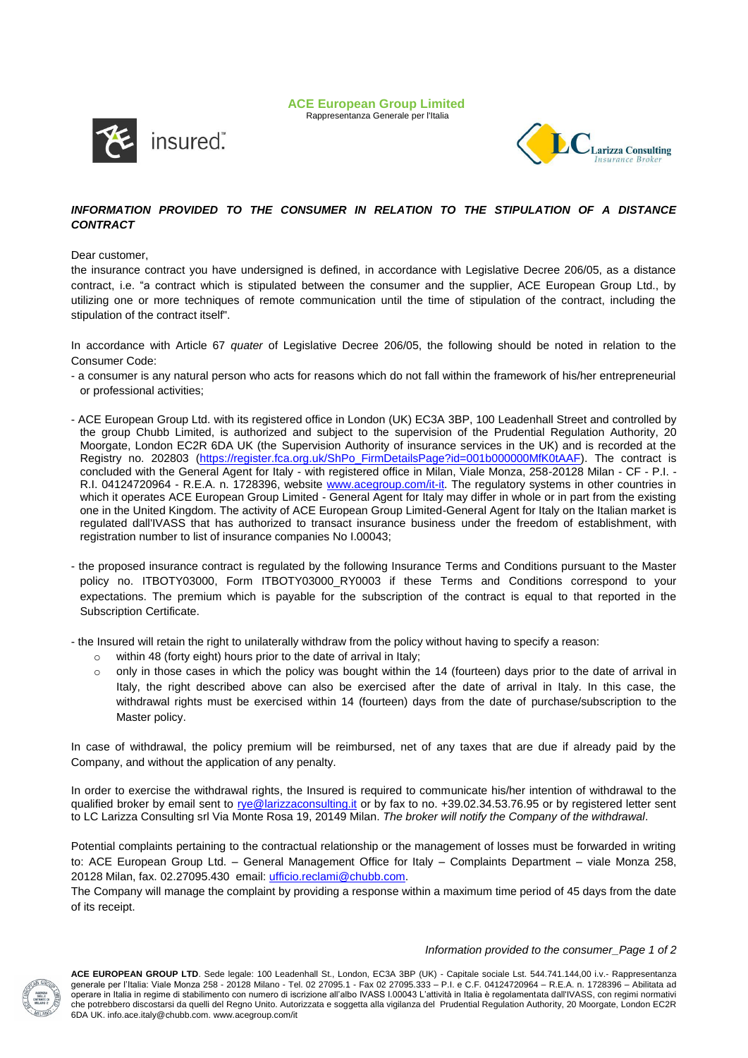**ACE European Group Limited**
Rappresentanza Generale per l'Italia

***INFORMATION PROVIDED TO THE CONSUMER IN RELATION TO THE STIPULATION OF A DISTANCE CONTRACT***

Dear customer,
the insurance contract you have undersigned is defined, in accordance with Legislative Decree 206/05, as a distance contract, i.e. "a contract which is stipulated between the consumer and the supplier, ACE European Group Ltd., by utilizing one or more techniques of remote communication until the time of stipulation of the contract, including the stipulation of the contract itself".

In accordance with Article 67 *quater* of Legislative Decree 206/05, the following should be noted in relation to the Consumer Code:

- a consumer is any natural person who acts for reasons which do not fall within the framework of his/her entrepreneurial or professional activities;

- ACE European Group Ltd. with its registered office in London (UK) EC3A 3BP, 100 Leadenhall Street and controlled by the group Chubb Limited, is authorized and subject to the supervision of the Prudential Regulation Authority, 20 Moorgate, London EC2R 6DA UK (the Supervision Authority of insurance services in the UK) and is recorded at the Registry no. 202803 (https://register.fca.org.uk/ShPo_FirmDetailsPage?id=001b000000MfK0tAAF). The contract is concluded with the General Agent for Italy - with registered office in Milan, Viale Monza, 258-20128 Milan - CF - P.I. - R.I. 04124720964 - R.E.A. n. 1728396, website www.acegroup.com/it-it. The regulatory systems in other countries in which it operates ACE European Group Limited - General Agent for Italy may differ in whole or in part from the existing one in the United Kingdom. The activity of ACE European Group Limited-General Agent for Italy on the Italian market is regulated dall'IVASS that has authorized to transact insurance business under the freedom of establishment, with registration number to list of insurance companies No I.00043;

- the proposed insurance contract is regulated by the following Insurance Terms and Conditions pursuant to the Master policy no. ITBOTY03000, Form ITBOTY03000_RY0003 if these Terms and Conditions correspond to your expectations. The premium which is payable for the subscription of the contract is equal to that reported in the Subscription Certificate.

- the Insured will retain the right to unilaterally withdraw from the policy without having to specify a reason:
  - within 48 (forty eight) hours prior to the date of arrival in Italy;
  - only in those cases in which the policy was bought within the 14 (fourteen) days prior to the date of arrival in Italy, the right described above can also be exercised after the date of arrival in Italy. In this case, the withdrawal rights must be exercised within 14 (fourteen) days from the date of purchase/subscription to the Master policy.

In case of withdrawal, the policy premium will be reimbursed, net of any taxes that are due if already paid by the Company, and without the application of any penalty.

In order to exercise the withdrawal rights, the Insured is required to communicate his/her intention of withdrawal to the qualified broker by email sent to rye@larizzaconsulting.it or by fax to no. +39.02.34.53.76.95 or by registered letter sent to LC Larizza Consulting srl Via Monte Rosa 19, 20149 Milan. *The broker will notify the Company of the withdrawal*.

Potential complaints pertaining to the contractual relationship or the management of losses must be forwarded in writing to: ACE European Group Ltd. – General Management Office for Italy – Complaints Department – viale Monza 258, 20128 Milan, fax. 02.27095.430 email: ufficio.reclami@chubb.com.
The Company will manage the complaint by providing a response within a maximum time period of 45 days from the date of its receipt.

**ACE EUROPEAN GROUP LTD**. Sede legale: 100 Leadenhall St., London, EC3A 3BP (UK) - Capitale sociale Lst. 544.741.144,00 i.v.- Rappresentanza generale per l'Italia: Viale Monza 258 - 20128 Milano - Tel. 02 27095.1 - Fax 02 27095.333 – P.I. e C.F. 04124720964 – R.E.A. n. 1728396 – Abilitata ad operare in Italia in regime di stabilimento con numero di iscrizione all'albo IVASS I.00043 L'attività in Italia è regolamentata dall'IVASS, con regimi normativi che potrebbero discostarsi da quelli del Regno Unito. Autorizzata e soggetta alla vigilanza del Prudential Regulation Authority, 20 Moorgate, London EC2R 6DA UK. info.ace.italy@chubb.com. www.acegroup.com/it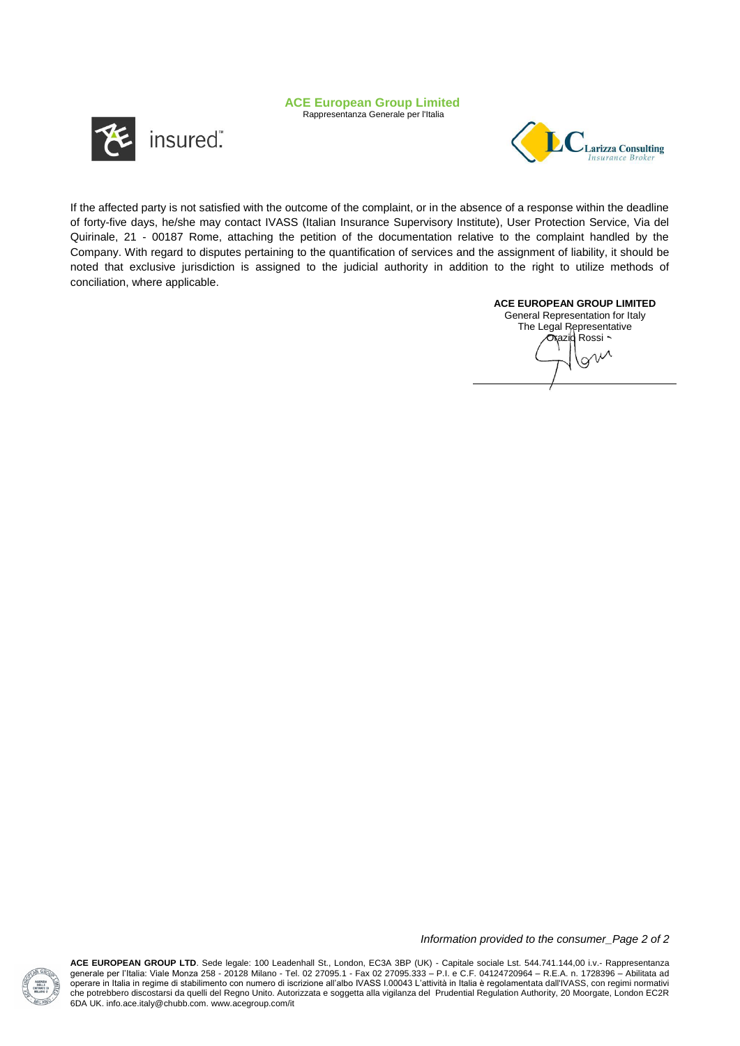If the affected party is not satisfied with the outcome of the complaint, or in the absence of a response within the deadline of forty-five days, he/she may contact IVASS (Italian Insurance Supervisory Institute), User Protection Service, Via del Quirinale, 21 - 00187 Rome, attaching the petition of the documentation relative to the complaint handled by the Company. With regard to disputes pertaining to the quantification of services and the assignment of liability, it should be noted that exclusive jurisdiction is assigned to the judicial authority in addition to the right to utilize methods of conciliation, where applicable.

**ACE EUROPEAN GROUP LIMITED**
General Representation for Italy
The Legal Representative
Orazio Rossi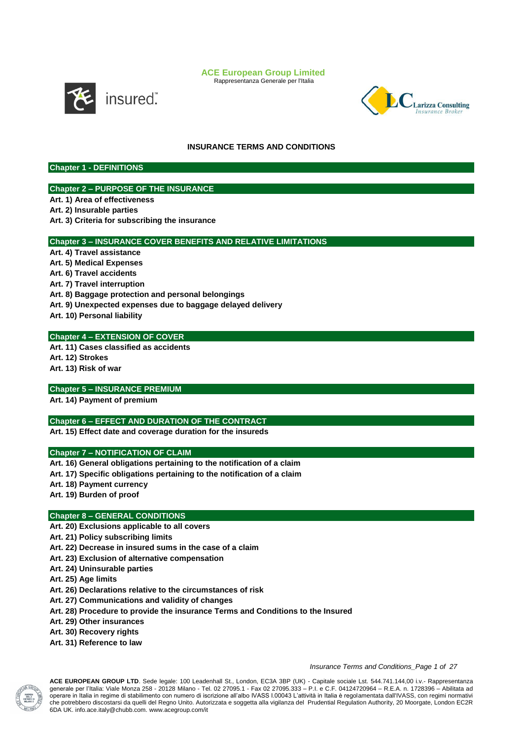ACE European Group Limited
Rappresentanza Generale per l'Italia

# INSURANCE TERMS AND CONDITIONS

## Chapter 1 - DEFINITIONS

## Chapter 2 – PURPOSE OF THE INSURANCE

**Art. 1) Area of effectiveness**
**Art. 2) Insurable parties**
**Art. 3) Criteria for subscribing the insurance**

## Chapter 3 – INSURANCE COVER BENEFITS AND RELATIVE LIMITATIONS

**Art. 4) Travel assistance**
**Art. 5) Medical Expenses**
**Art. 6) Travel accidents**
**Art. 7) Travel interruption**
**Art. 8) Baggage protection and personal belongings**
**Art. 9) Unexpected expenses due to baggage delayed delivery**
**Art. 10) Personal liability**

## Chapter 4 – EXTENSION OF COVER

**Art. 11) Cases classified as accidents**
**Art. 12) Strokes**
**Art. 13) Risk of war**

## Chapter 5 – INSURANCE PREMIUM

**Art. 14) Payment of premium**

## Chapter 6 – EFFECT AND DURATION OF THE CONTRACT

**Art. 15) Effect date and coverage duration for the insureds**

## Chapter 7 – NOTIFICATION OF CLAIM

**Art. 16) General obligations pertaining to the notification of a claim**
**Art. 17) Specific obligations pertaining to the notification of a claim**
**Art. 18) Payment currency**
**Art. 19) Burden of proof**

## Chapter 8 – GENERAL CONDITIONS

**Art. 20) Exclusions applicable to all covers**
**Art. 21) Policy subscribing limits**
**Art. 22) Decrease in insured sums in the case of a claim**
**Art. 23) Exclusion of alternative compensation**
**Art. 24) Uninsurable parties**
**Art. 25) Age limits**
**Art. 26) Declarations relative to the circumstances of risk**
**Art. 27) Communications and validity of changes**
**Art. 28) Procedure to provide the insurance Terms and Conditions to the Insured**
**Art. 29) Other insurances**
**Art. 30) Recovery rights**
**Art. 31) Reference to law**

**ACE EUROPEAN GROUP LTD**. Sede legale: 100 Leadenhall St., London, EC3A 3BP (UK) - Capitale sociale Lst. 544.741.144,00 i.v.- Rappresentanza generale per l'Italia: Viale Monza 258 - 20128 Milano - Tel. 02 27095.1 - Fax 02 27095.333 – P.I. e C.F. 04124720964 – R.E.A. n. 1728396 – Abilitata ad operare in Italia in regime di stabilimento con numero di iscrizione all'albo IVASS I.00043 L'attività in Italia è regolamentata dall'IVASS, con regimi normativi che potrebbero discostarsi da quelli del Regno Unito. Autorizzata e soggetta alla vigilanza del Prudential Regulation Authority, 20 Moorgate, London EC2R 6DA UK. info.ace.italy@chubb.com. www.acegroup.com/it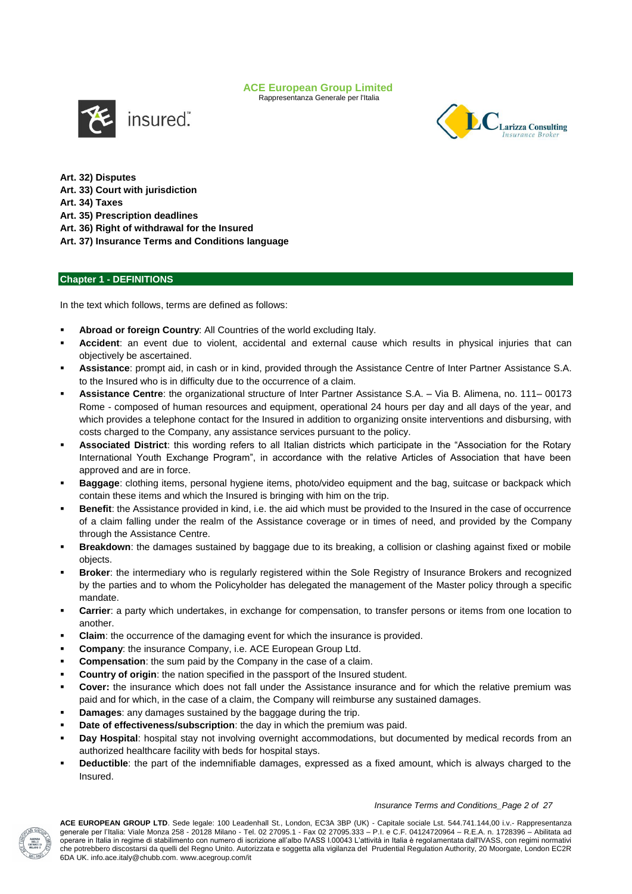**Art. 32) Disputes**
**Art. 33) Court with jurisdiction**
**Art. 34) Taxes**
**Art. 35) Prescription deadlines**
**Art. 36) Right of withdrawal for the Insured**
**Art. 37) Insurance Terms and Conditions language**

## Chapter 1 - DEFINITIONS

In the text which follows, terms are defined as follows:

- **Abroad or foreign Country**: All Countries of the world excluding Italy.
- **Accident**: an event due to violent, accidental and external cause which results in physical injuries that can objectively be ascertained.
- **Assistance**: prompt aid, in cash or in kind, provided through the Assistance Centre of Inter Partner Assistance S.A. to the Insured who is in difficulty due to the occurrence of a claim.
- **Assistance Centre**: the organizational structure of Inter Partner Assistance S.A. – Via B. Alimena, no. 111– 00173 Rome - composed of human resources and equipment, operational 24 hours per day and all days of the year, and which provides a telephone contact for the Insured in addition to organizing onsite interventions and disbursing, with costs charged to the Company, any assistance services pursuant to the policy.
- **Associated District**: this wording refers to all Italian districts which participate in the "Association for the Rotary International Youth Exchange Program", in accordance with the relative Articles of Association that have been approved and are in force.
- **Baggage**: clothing items, personal hygiene items, photo/video equipment and the bag, suitcase or backpack which contain these items and which the Insured is bringing with him on the trip.
- **Benefit**: the Assistance provided in kind, i.e. the aid which must be provided to the Insured in the case of occurrence of a claim falling under the realm of the Assistance coverage or in times of need, and provided by the Company through the Assistance Centre.
- **Breakdown**: the damages sustained by baggage due to its breaking, a collision or clashing against fixed or mobile objects.
- **Broker**: the intermediary who is regularly registered within the Sole Registry of Insurance Brokers and recognized by the parties and to whom the Policyholder has delegated the management of the Master policy through a specific mandate.
- **Carrier**: a party which undertakes, in exchange for compensation, to transfer persons or items from one location to another.
- **Claim**: the occurrence of the damaging event for which the insurance is provided.
- **Company**: the insurance Company, i.e. ACE European Group Ltd.
- **Compensation**: the sum paid by the Company in the case of a claim.
- **Country of origin**: the nation specified in the passport of the Insured student.
- **Cover:** the insurance which does not fall under the Assistance insurance and for which the relative premium was paid and for which, in the case of a claim, the Company will reimburse any sustained damages.
- **Damages**: any damages sustained by the baggage during the trip.
- **Date of effectiveness/subscription**: the day in which the premium was paid.
- **Day Hospital**: hospital stay not involving overnight accommodations, but documented by medical records from an authorized healthcare facility with beds for hospital stays.
- **Deductible**: the part of the indemnifiable damages, expressed as a fixed amount, which is always charged to the Insured.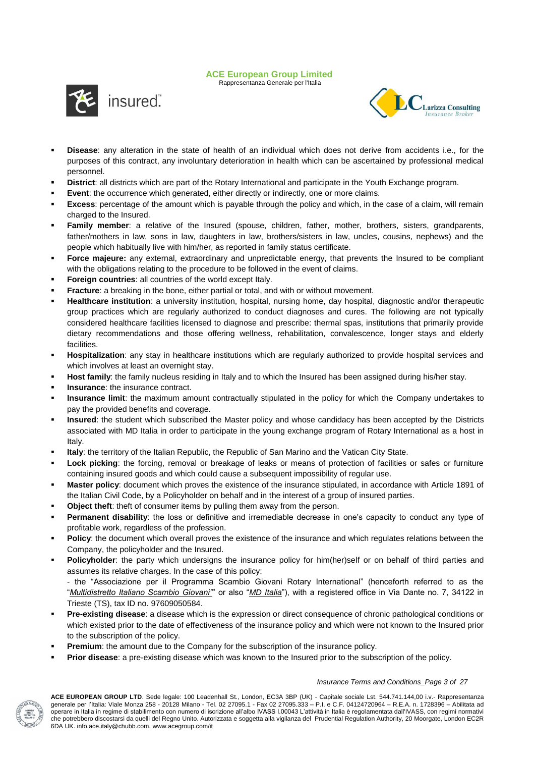- **Disease**: any alteration in the state of health of an individual which does not derive from accidents i.e., for the purposes of this contract, any involuntary deterioration in health which can be ascertained by professional medical personnel.
- **District**: all districts which are part of the Rotary International and participate in the Youth Exchange program.
- **Event**: the occurrence which generated, either directly or indirectly, one or more claims.
- **Excess**: percentage of the amount which is payable through the policy and which, in the case of a claim, will remain charged to the Insured.
- **Family member**: a relative of the Insured (spouse, children, father, mother, brothers, sisters, grandparents, father/mothers in law, sons in law, daughters in law, brothers/sisters in law, uncles, cousins, nephews) and the people which habitually live with him/her, as reported in family status certificate.
- **Force majeure:** any external, extraordinary and unpredictable energy, that prevents the Insured to be compliant with the obligations relating to the procedure to be followed in the event of claims.
- **Foreign countries**: all countries of the world except Italy.
- **Fracture**: a breaking in the bone, either partial or total, and with or without movement.
- **Healthcare institution**: a university institution, hospital, nursing home, day hospital, diagnostic and/or therapeutic group practices which are regularly authorized to conduct diagnoses and cures. The following are not typically considered healthcare facilities licensed to diagnose and prescribe: thermal spas, institutions that primarily provide dietary recommendations and those offering wellness, rehabilitation, convalescence, longer stays and elderly facilities.
- **Hospitalization**: any stay in healthcare institutions which are regularly authorized to provide hospital services and which involves at least an overnight stay.
- **Host family**: the family nucleus residing in Italy and to which the Insured has been assigned during his/her stay.
- **Insurance**: the insurance contract.
- **Insurance limit**: the maximum amount contractually stipulated in the policy for which the Company undertakes to pay the provided benefits and coverage.
- **Insured**: the student which subscribed the Master policy and whose candidacy has been accepted by the Districts associated with MD Italia in order to participate in the young exchange program of Rotary International as a host in Italy.
- **Italy**: the territory of the Italian Republic, the Republic of San Marino and the Vatican City State.
- **Lock picking**: the forcing, removal or breakage of leaks or means of protection of facilities or safes or furniture containing insured goods and which could cause a subsequent impossibility of regular use.
- **Master policy**: document which proves the existence of the insurance stipulated, in accordance with Article 1891 of the Italian Civil Code, by a Policyholder on behalf and in the interest of a group of insured parties.
- **Object theft**: theft of consumer items by pulling them away from the person.
- **Permanent disability**: the loss or definitive and irremediable decrease in one's capacity to conduct any type of profitable work, regardless of the profession.
- **Policy**: the document which overall proves the existence of the insurance and which regulates relations between the Company, the policyholder and the Insured.
- **Policyholder**: the party which undersigns the insurance policy for him(her)self or on behalf of third parties and assumes its relative charges. In the case of this policy:
  - the "Associazione per il Programma Scambio Giovani Rotary International" (henceforth referred to as the "*Multidistretto Italiano Scambio Giovani"*" or also "*MD Italia*"), with a registered office in Via Dante no. 7, 34122 in Trieste (TS), tax ID no. 97609050584.
- **Pre-existing disease**: a disease which is the expression or direct consequence of chronic pathological conditions or which existed prior to the date of effectiveness of the insurance policy and which were not known to the Insured prior to the subscription of the policy.
- **Premium**: the amount due to the Company for the subscription of the insurance policy.
- **Prior disease**: a pre-existing disease which was known to the Insured prior to the subscription of the policy.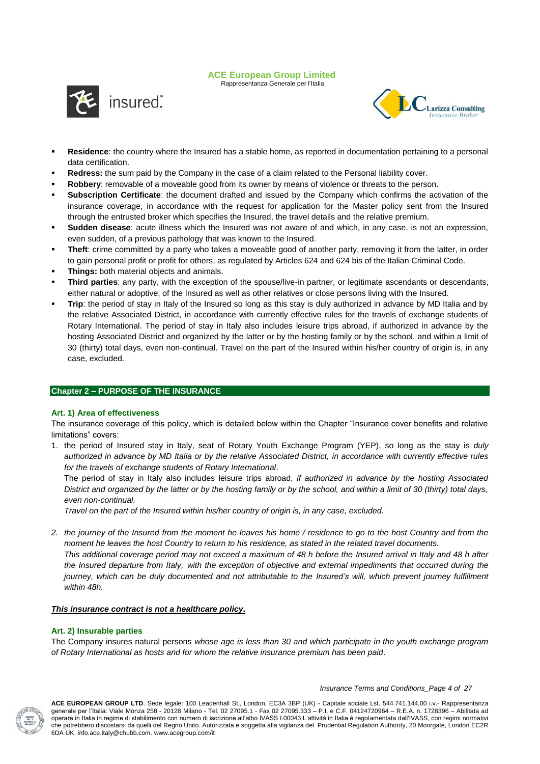- **Residence**: the country where the Insured has a stable home, as reported in documentation pertaining to a personal data certification.
- **Redress:** the sum paid by the Company in the case of a claim related to the Personal liability cover.
- **Robbery**: removable of a moveable good from its owner by means of violence or threats to the person.
- **Subscription Certificate**: the document drafted and issued by the Company which confirms the activation of the insurance coverage, in accordance with the request for application for the Master policy sent from the Insured through the entrusted broker which specifies the Insured, the travel details and the relative premium.
- **Sudden disease**: acute illness which the Insured was not aware of and which, in any case, is not an expression, even sudden, of a previous pathology that was known to the Insured.
- **Theft**: crime committed by a party who takes a moveable good of another party, removing it from the latter, in order to gain personal profit or profit for others, as regulated by Articles 624 and 624 bis of the Italian Criminal Code.
- **Things:** both material objects and animals.
- **Third parties**: any party, with the exception of the spouse/live-in partner, or legitimate ascendants or descendants, either natural or adoptive, of the Insured as well as other relatives or close persons living with the Insured.
- **Trip**: the period of stay in Italy of the Insured so long as this stay is duly authorized in advance by MD Italia and by the relative Associated District, in accordance with currently effective rules for the travels of exchange students of Rotary International. The period of stay in Italy also includes leisure trips abroad, if authorized in advance by the hosting Associated District and organized by the latter or by the hosting family or by the school, and within a limit of 30 (thirty) total days, even non-continual. Travel on the part of the Insured within his/her country of origin is, in any case, excluded.

## Chapter 2 – PURPOSE OF THE INSURANCE

### Art. 1) Area of effectiveness

The insurance coverage of this policy, which is detailed below within the Chapter "Insurance cover benefits and relative limitations" covers:

1. the period of Insured stay in Italy, seat of Rotary Youth Exchange Program (YEP), so long as the stay is *duly authorized in advance by MD Italia or by the relative Associated District, in accordance with currently effective rules for the travels of exchange students of Rotary International*.

   The period of stay in Italy also includes leisure trips abroad, *if authorized in advance by the hosting Associated District and organized by the latter or by the hosting family or by the school, and within a limit of 30 (thirty) total days, even non-continual.*

   *Travel on the part of the Insured within his/her country of origin is, in any case, excluded.*

2. *the journey of the Insured from the moment he leaves his home / residence to go to the host Country and from the moment he leaves the host Country to return to his residence, as stated in the related travel documents.*

   *This additional coverage period may not exceed a maximum of 48 h before the Insured arrival in Italy and 48 h after the Insured departure from Italy, with the exception of objective and external impediments that occurred during the journey, which can be duly documented and not attributable to the Insured's will, which prevent journey fulfillment within 48h.*

***This insurance contract is not a healthcare policy.***

### Art. 2) Insurable parties

The Company insures natural persons *whose age is less than 30 and which participate in the youth exchange program of Rotary International as hosts and for whom the relative insurance premium has been paid*.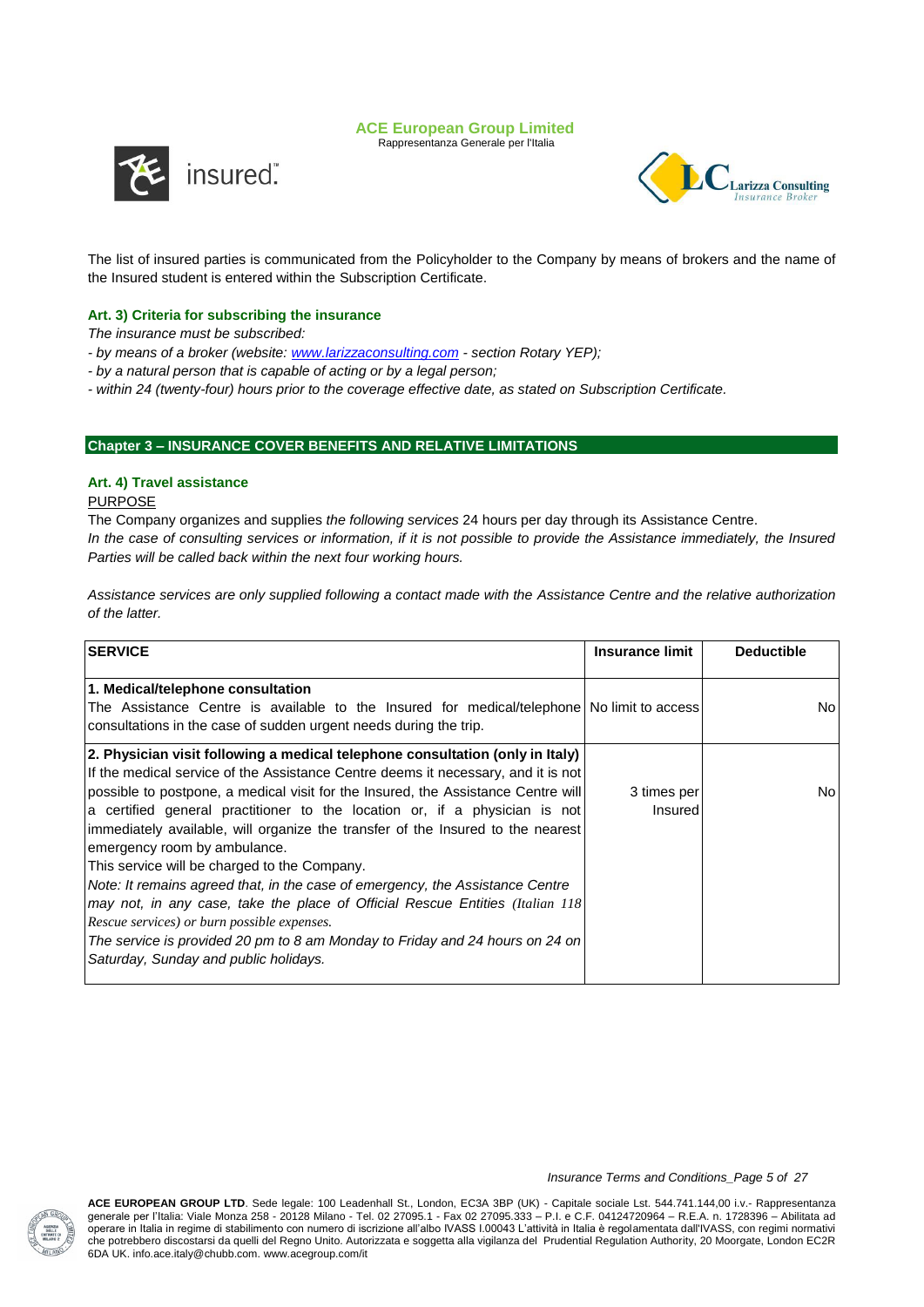The list of insured parties is communicated from the Policyholder to the Company by means of brokers and the name of the Insured student is entered within the Subscription Certificate.

### Art. 3) Criteria for subscribing the insurance

*The insurance must be subscribed:*

*- by means of a broker (website: www.larizzaconsulting.com - section Rotary YEP);*

*- by a natural person that is capable of acting or by a legal person;*

*- within 24 (twenty-four) hours prior to the coverage effective date, as stated on Subscription Certificate.*

## Chapter 3 – INSURANCE COVER BENEFITS AND RELATIVE LIMITATIONS

### Art. 4) Travel assistance

PURPOSE

The Company organizes and supplies *the following services* 24 hours per day through its Assistance Centre.

*In the case of consulting services or information, if it is not possible to provide the Assistance immediately, the Insured Parties will be called back within the next four working hours.*

*Assistance services are only supplied following a contact made with the Assistance Centre and the relative authorization of the latter.*

| SERVICE | Insurance limit | Deductible |
|---|---|---|
| **1. Medical/telephone consultation**<br>The Assistance Centre is available to the Insured for medical/telephone consultations in the case of sudden urgent needs during the trip. | No limit to access | No |
| **2. Physician visit following a medical telephone consultation (only in Italy)**<br>If the medical service of the Assistance Centre deems it necessary, and it is not possible to postpone, a medical visit for the Insured, the Assistance Centre will a certified general practitioner to the location or, if a physician is not immediately available, will organize the transfer of the Insured to the nearest emergency room by ambulance.<br>This service will be charged to the Company.<br>*Note: It remains agreed that, in the case of emergency, the Assistance Centre may not, in any case, take the place of Official Rescue Entities (Italian 118 Rescue services) or burn possible expenses.*<br>*The service is provided 20 pm to 8 am Monday to Friday and 24 hours on 24 on Saturday, Sunday and public holidays.* | 3 times per Insured | No |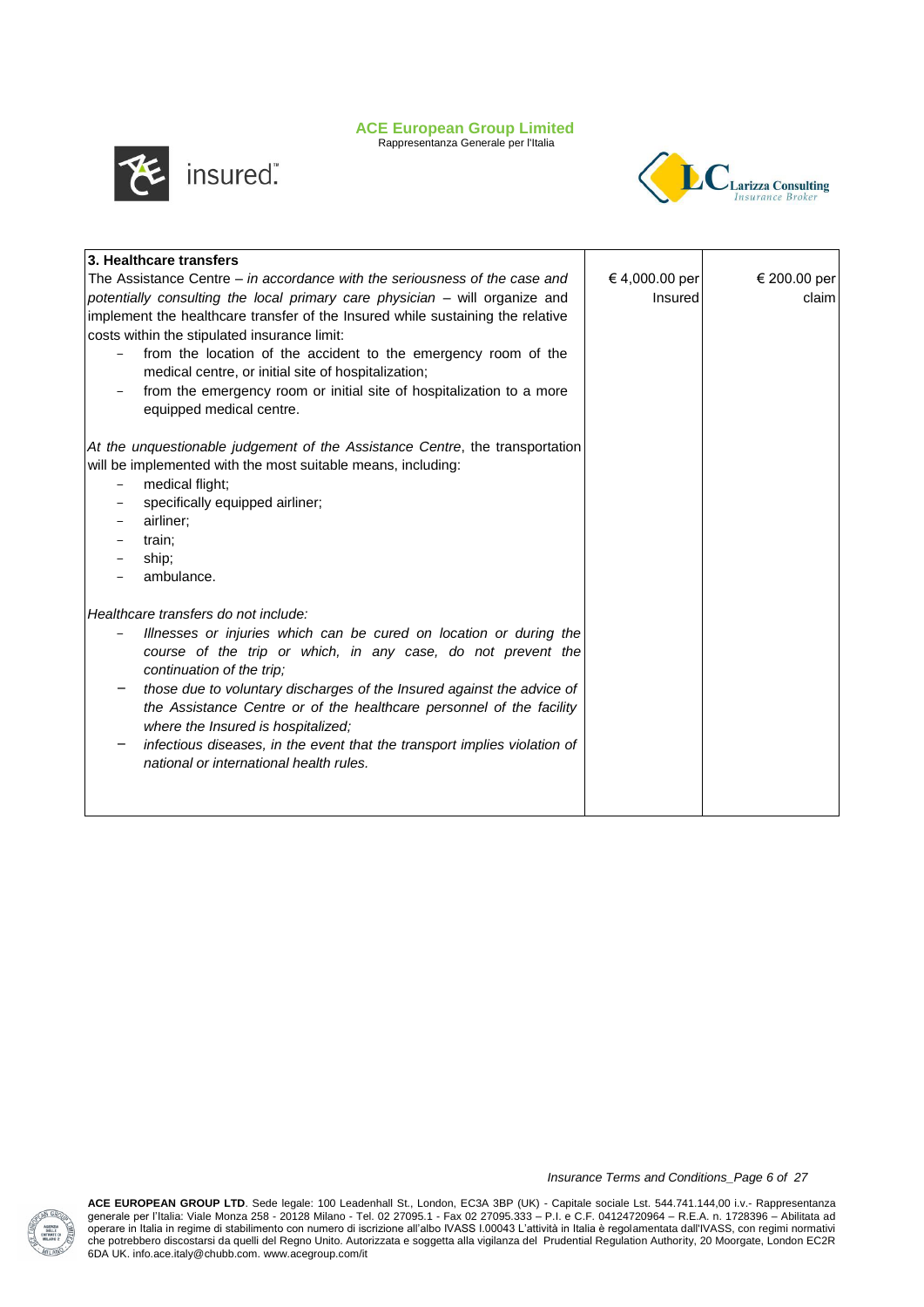| **3. Healthcare transfers**<br>The Assistance Centre – *in accordance with the seriousness of the case and potentially consulting the local primary care physician* – will organize and implement the healthcare transfer of the Insured while sustaining the relative costs within the stipulated insurance limit:<br>- from the location of the accident to the emergency room of the medical centre, or initial site of hospitalization;<br>- from the emergency room or initial site of hospitalization to a more equipped medical centre.<br><br>*At the unquestionable judgement of the Assistance Centre*, the transportation will be implemented with the most suitable means, including:<br>- medical flight;<br>- specifically equipped airliner;<br>- airliner;<br>- train;<br>- ship;<br>- ambulance.<br><br>*Healthcare transfers do not include:*<br>- *Illnesses or injuries which can be cured on location or during the course of the trip or which, in any case, do not prevent the continuation of the trip;*<br>- *those due to voluntary discharges of the Insured against the advice of the Assistance Centre or of the healthcare personnel of the facility where the Insured is hospitalized;*<br>- *infectious diseases, in the event that the transport implies violation of national or international health rules.* | € 4,000.00 per Insured | € 200.00 per claim |
|---|---|---|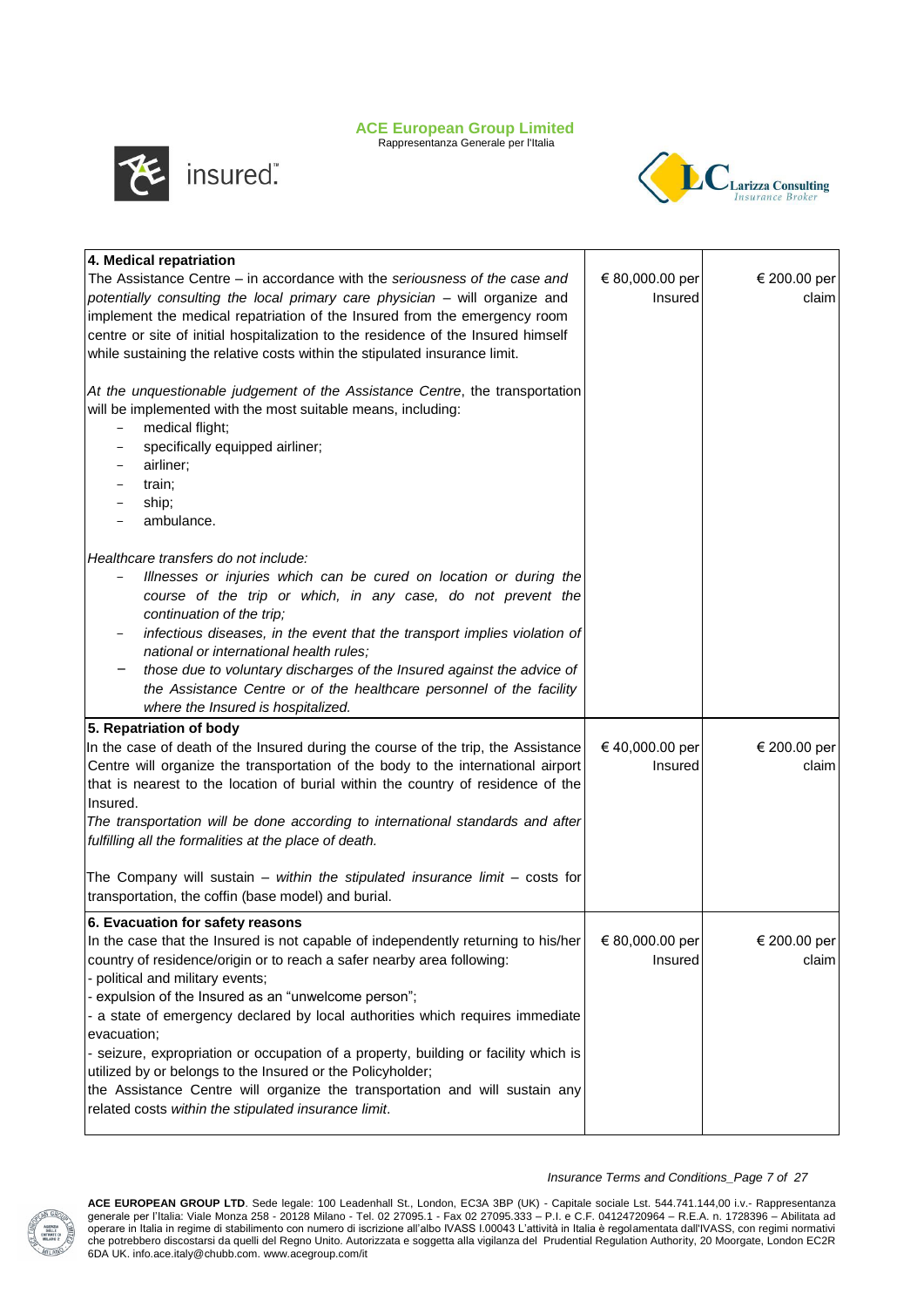| | | |
|---|---|---|
| **4. Medical repatriation**<br>The Assistance Centre – in accordance with the *seriousness of the case and potentially consulting the local primary care physician* – will organize and implement the medical repatriation of the Insured from the emergency room centre or site of initial hospitalization to the residence of the Insured himself while sustaining the relative costs within the stipulated insurance limit.<br><br>*At the unquestionable judgement of the Assistance Centre*, the transportation will be implemented with the most suitable means, including:<br>- medical flight;<br>- specifically equipped airliner;<br>- airliner;<br>- train;<br>- ship;<br>- ambulance.<br><br>*Healthcare transfers do not include:*<br>- *Illnesses or injuries which can be cured on location or during the course of the trip or which, in any case, do not prevent the continuation of the trip;*<br>- *infectious diseases, in the event that the transport implies violation of national or international health rules;*<br>- *those due to voluntary discharges of the Insured against the advice of the Assistance Centre or of the healthcare personnel of the facility where the Insured is hospitalized.* | € 80,000.00 per Insured | € 200.00 per claim |
| **5. Repatriation of body**<br>In the case of death of the Insured during the course of the trip, the Assistance Centre will organize the transportation of the body to the international airport that is nearest to the location of burial within the country of residence of the Insured.<br>*The transportation will be done according to international standards and after fulfilling all the formalities at the place of death.*<br><br>The Company will sustain – *within the stipulated insurance limit* – costs for transportation, the coffin (base model) and burial. | € 40,000.00 per Insured | € 200.00 per claim |
| **6. Evacuation for safety reasons**<br>In the case that the Insured is not capable of independently returning to his/her country of residence/origin or to reach a safer nearby area following:<br>- political and military events;<br>- expulsion of the Insured as an "unwelcome person";<br>- a state of emergency declared by local authorities which requires immediate evacuation;<br>- seizure, expropriation or occupation of a property, building or facility which is utilized by or belongs to the Insured or the Policyholder;<br>the Assistance Centre will organize the transportation and will sustain any related costs *within the stipulated insurance limit*. | € 80,000.00 per Insured | € 200.00 per claim |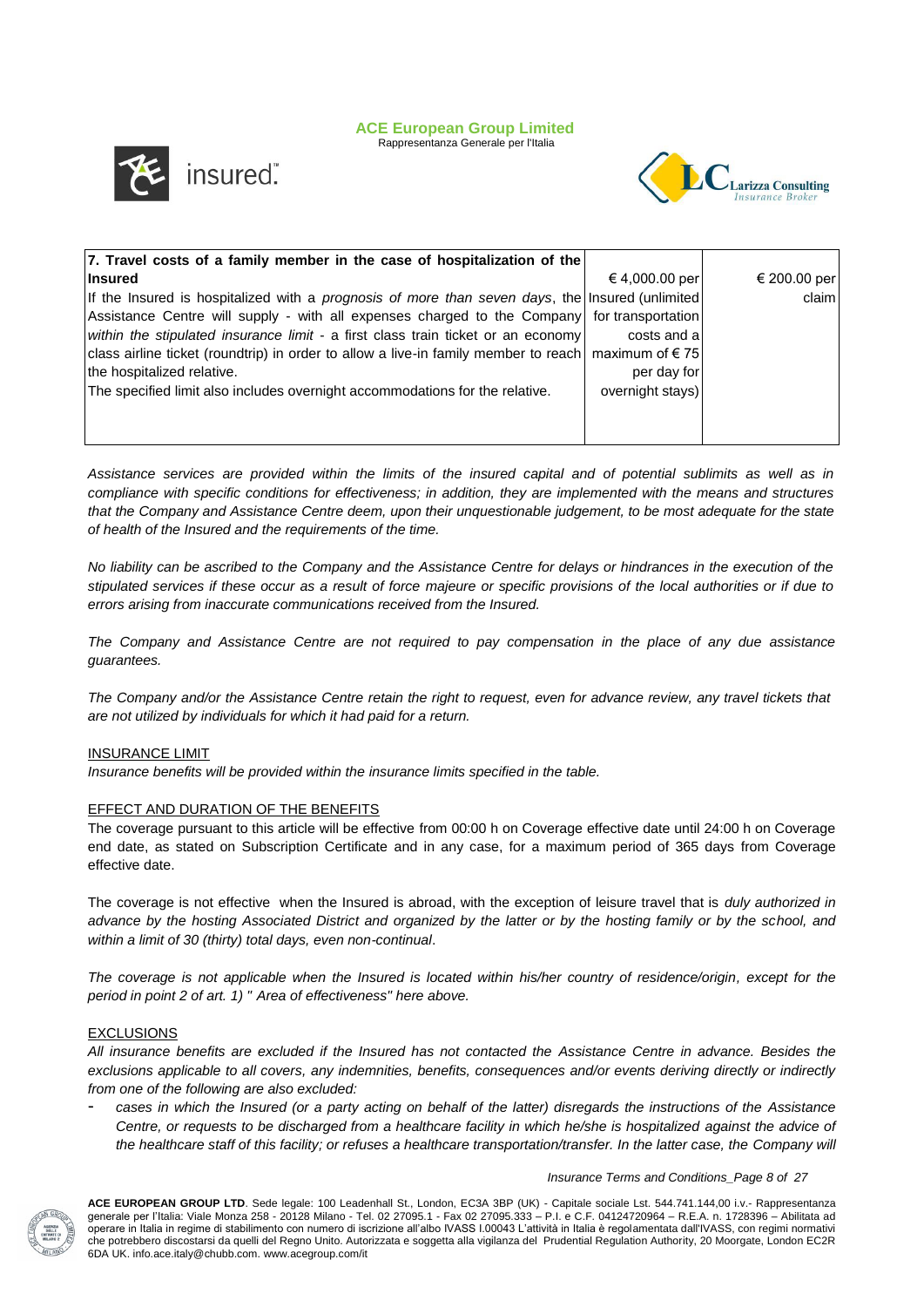| **7. Travel costs of a family member in the case of hospitalization of the Insured**<br>If the Insured is hospitalized with a *prognosis of more than seven days*, the Assistance Centre will supply - with all expenses charged to the Company *within the stipulated insurance limit* - a first class train ticket or an economy class airline ticket (roundtrip) in order to allow a live-in family member to reach the hospitalized relative.<br>The specified limit also includes overnight accommodations for the relative. | € 4,000.00 per Insured (unlimited for transportation costs and a maximum of € 75 per day for overnight stays) | € 200.00 per claim |
|---|---|---|

*Assistance services are provided within the limits of the insured capital and of potential sublimits as well as in compliance with specific conditions for effectiveness; in addition, they are implemented with the means and structures that the Company and Assistance Centre deem, upon their unquestionable judgement, to be most adequate for the state of health of the Insured and the requirements of the time.*

*No liability can be ascribed to the Company and the Assistance Centre for delays or hindrances in the execution of the stipulated services if these occur as a result of force majeure or specific provisions of the local authorities or if due to errors arising from inaccurate communications received from the Insured.*

*The Company and Assistance Centre are not required to pay compensation in the place of any due assistance guarantees.*

*The Company and/or the Assistance Centre retain the right to request, even for advance review, any travel tickets that are not utilized by individuals for which it had paid for a return.*

INSURANCE LIMIT

*Insurance benefits will be provided within the insurance limits specified in the table.*

EFFECT AND DURATION OF THE BENEFITS

The coverage pursuant to this article will be effective from 00:00 h on Coverage effective date until 24:00 h on Coverage end date, as stated on Subscription Certificate and in any case, for a maximum period of 365 days from Coverage effective date.

The coverage is not effective when the Insured is abroad, with the exception of leisure travel that is *duly authorized in advance by the hosting Associated District and organized by the latter or by the hosting family or by the school, and within a limit of 30 (thirty) total days, even non-continual*.

*The coverage is not applicable when the Insured is located within his/her country of residence/origin, except for the period in point 2 of art. 1) " Area of effectiveness" here above.*

EXCLUSIONS

*All insurance benefits are excluded if the Insured has not contacted the Assistance Centre in advance. Besides the exclusions applicable to all covers, any indemnities, benefits, consequences and/or events deriving directly or indirectly from one of the following are also excluded:*

- *cases in which the Insured (or a party acting on behalf of the latter) disregards the instructions of the Assistance Centre, or requests to be discharged from a healthcare facility in which he/she is hospitalized against the advice of the healthcare staff of this facility; or refuses a healthcare transportation/transfer. In the latter case, the Company will*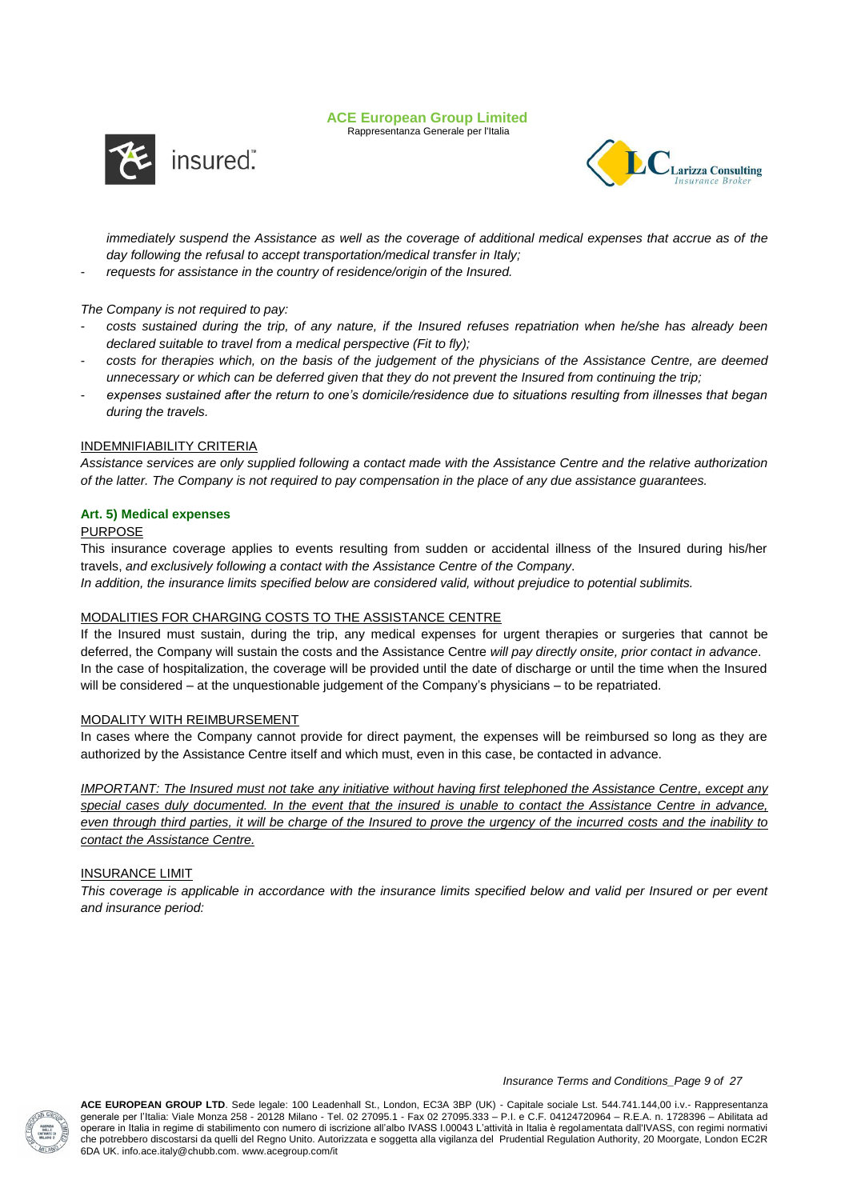*immediately suspend the Assistance as well as the coverage of additional medical expenses that accrue as of the day following the refusal to accept transportation/medical transfer in Italy;*

- *requests for assistance in the country of residence/origin of the Insured.*

*The Company is not required to pay:*

- *costs sustained during the trip, of any nature, if the Insured refuses repatriation when he/she has already been declared suitable to travel from a medical perspective (Fit to fly);*
- *costs for therapies which, on the basis of the judgement of the physicians of the Assistance Centre, are deemed unnecessary or which can be deferred given that they do not prevent the Insured from continuing the trip;*
- *expenses sustained after the return to one's domicile/residence due to situations resulting from illnesses that began during the travels.*

<u>INDEMNIFIABILITY CRITERIA</u>

*Assistance services are only supplied following a contact made with the Assistance Centre and the relative authorization of the latter. The Company is not required to pay compensation in the place of any due assistance guarantees.*

**Art. 5) Medical expenses**

<u>PURPOSE</u>

This insurance coverage applies to events resulting from sudden or accidental illness of the Insured during his/her travels, *and exclusively following a contact with the Assistance Centre of the Company*.

*In addition, the insurance limits specified below are considered valid, without prejudice to potential sublimits.*

<u>MODALITIES FOR CHARGING COSTS TO THE ASSISTANCE CENTRE</u>

If the Insured must sustain, during the trip, any medical expenses for urgent therapies or surgeries that cannot be deferred, the Company will sustain the costs and the Assistance Centre *will pay directly onsite, prior contact in advance*.

In the case of hospitalization, the coverage will be provided until the date of discharge or until the time when the Insured will be considered – at the unquestionable judgement of the Company's physicians – to be repatriated.

<u>MODALITY WITH REIMBURSEMENT</u>

In cases where the Company cannot provide for direct payment, the expenses will be reimbursed so long as they are authorized by the Assistance Centre itself and which must, even in this case, be contacted in advance.

*<u>IMPORTANT: The Insured must not take any initiative without having first telephoned the Assistance Centre, except any special cases duly documented. In the event that the insured is unable to contact the Assistance Centre in advance, even through third parties, it will be charge of the Insured to prove the urgency of the incurred costs and the inability to contact the Assistance Centre.</u>*

<u>INSURANCE LIMIT</u>

*This coverage is applicable in accordance with the insurance limits specified below and valid per Insured or per event and insurance period:*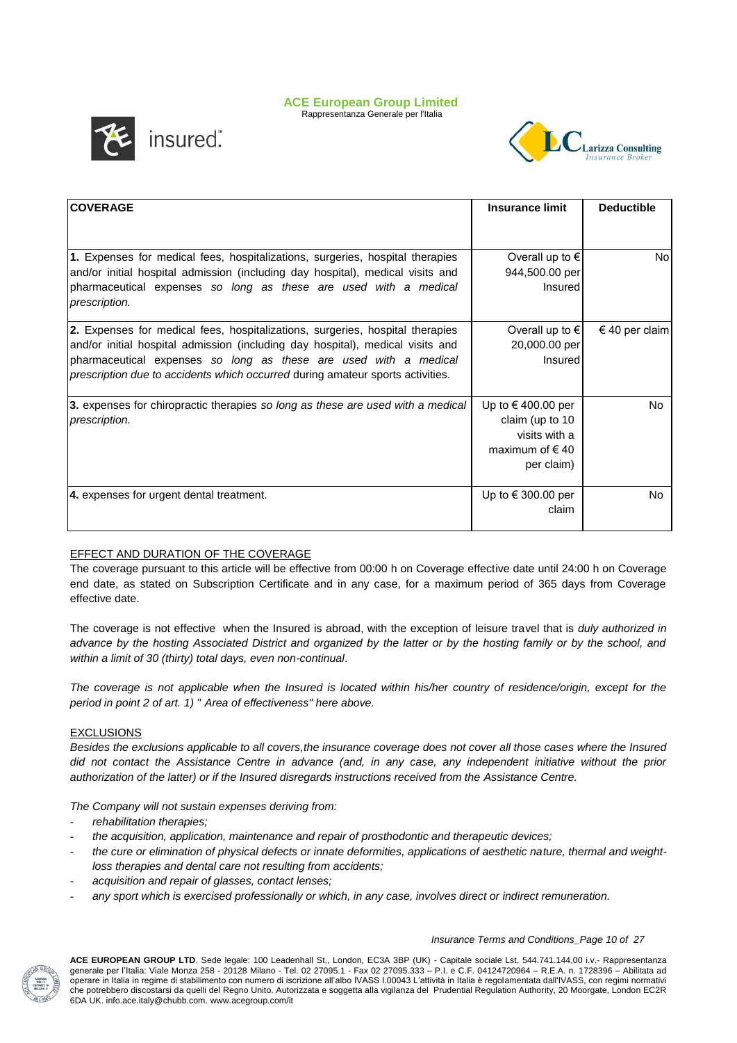| COVERAGE | Insurance limit | Deductible |
|---|---|---|
| **1.** Expenses for medical fees, hospitalizations, surgeries, hospital therapies and/or initial hospital admission (including day hospital), medical visits and pharmaceutical expenses *so long as these are used with a medical prescription.* | Overall up to € 944,500.00 per Insured | No |
| **2.** Expenses for medical fees, hospitalizations, surgeries, hospital therapies and/or initial hospital admission (including day hospital), medical visits and pharmaceutical expenses *so long as these are used with a medical prescription due to accidents which occurred* during amateur sports activities. | Overall up to € 20,000.00 per Insured | € 40 per claim |
| **3.** expenses for chiropractic therapies *so long as these are used with a medical prescription.* | Up to € 400.00 per claim (up to 10 visits with a maximum of € 40 per claim) | No |
| **4.** expenses for urgent dental treatment. | Up to € 300.00 per claim | No |

EFFECT AND DURATION OF THE COVERAGE

The coverage pursuant to this article will be effective from 00:00 h on Coverage effective date until 24:00 h on Coverage end date, as stated on Subscription Certificate and in any case, for a maximum period of 365 days from Coverage effective date.

The coverage is not effective when the Insured is abroad, with the exception of leisure travel that is *duly authorized in advance by the hosting Associated District and organized by the latter or by the hosting family or by the school, and within a limit of 30 (thirty) total days, even non-continual*.

*The coverage is not applicable when the Insured is located within his/her country of residence/origin, except for the period in point 2 of art. 1) " Area of effectiveness" here above.*

EXCLUSIONS

*Besides the exclusions applicable to all covers,the insurance coverage does not cover all those cases where the Insured did not contact the Assistance Centre in advance (and, in any case, any independent initiative without the prior authorization of the latter) or if the Insured disregards instructions received from the Assistance Centre.*

*The Company will not sustain expenses deriving from:*

- *rehabilitation therapies;*
- *the acquisition, application, maintenance and repair of prosthodontic and therapeutic devices;*
- *the cure or elimination of physical defects or innate deformities, applications of aesthetic nature, thermal and weight-loss therapies and dental care not resulting from accidents;*
- *acquisition and repair of glasses, contact lenses;*
- *any sport which is exercised professionally or which, in any case, involves direct or indirect remuneration.*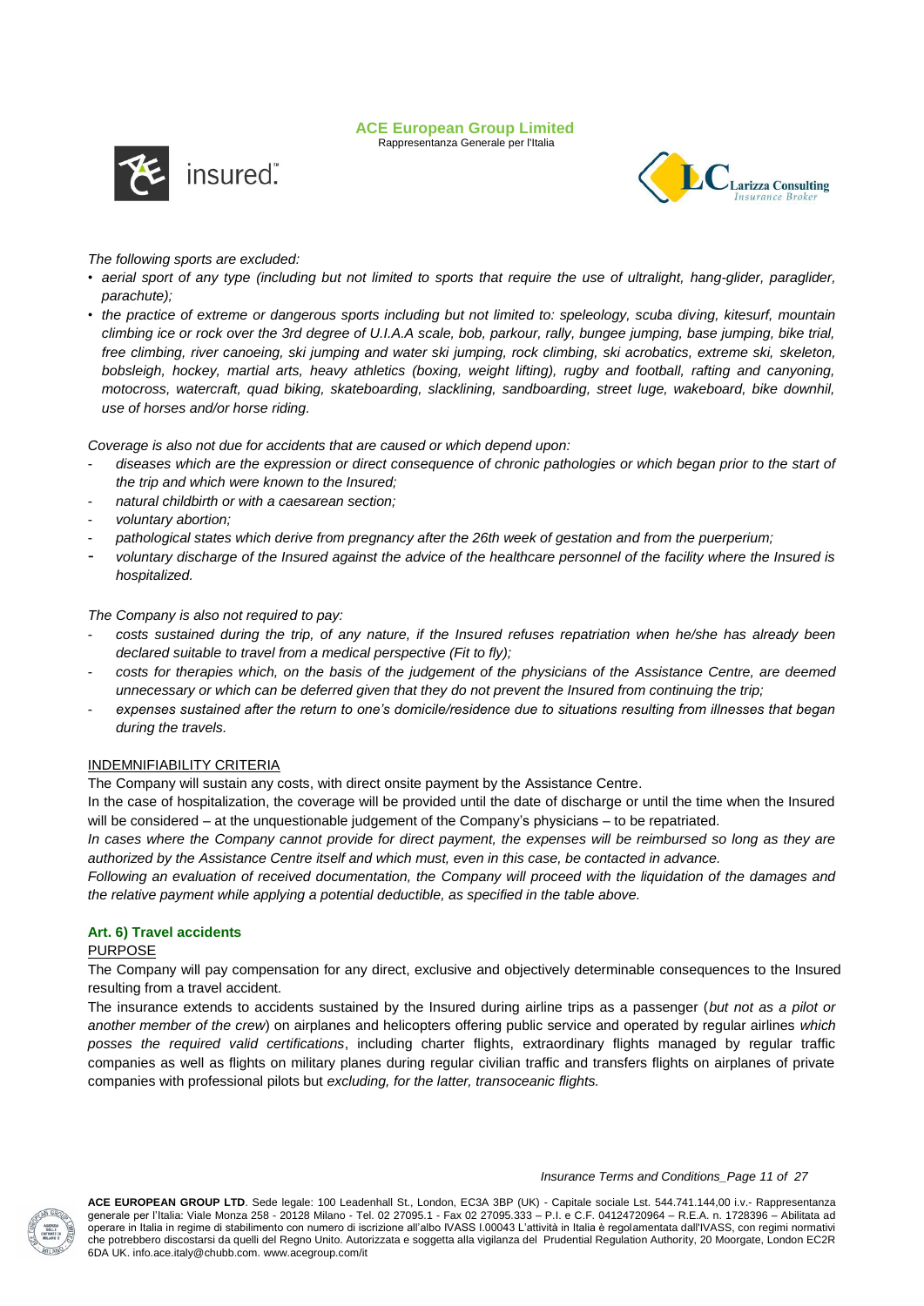*The following sports are excluded:*

- *aerial sport of any type (including but not limited to sports that require the use of ultralight, hang-glider, paraglider, parachute);*
- *the practice of extreme or dangerous sports including but not limited to: speleology, scuba diving, kitesurf, mountain climbing ice or rock over the 3rd degree of U.I.A.A scale, bob, parkour, rally, bungee jumping, base jumping, bike trial, free climbing, river canoeing, ski jumping and water ski jumping, rock climbing, ski acrobatics, extreme ski, skeleton, bobsleigh, hockey, martial arts, heavy athletics (boxing, weight lifting), rugby and football, rafting and canyoning, motocross, watercraft, quad biking, skateboarding, slacklining, sandboarding, street luge, wakeboard, bike downhil, use of horses and/or horse riding.*

*Coverage is also not due for accidents that are caused or which depend upon:*

- *diseases which are the expression or direct consequence of chronic pathologies or which began prior to the start of the trip and which were known to the Insured;*
- *natural childbirth or with a caesarean section;*
- *voluntary abortion;*
- *pathological states which derive from pregnancy after the 26th week of gestation and from the puerperium;*
- *voluntary discharge of the Insured against the advice of the healthcare personnel of the facility where the Insured is hospitalized.*

*The Company is also not required to pay:*

- *costs sustained during the trip, of any nature, if the Insured refuses repatriation when he/she has already been declared suitable to travel from a medical perspective (Fit to fly);*
- *costs for therapies which, on the basis of the judgement of the physicians of the Assistance Centre, are deemed unnecessary or which can be deferred given that they do not prevent the Insured from continuing the trip;*
- *expenses sustained after the return to one's domicile/residence due to situations resulting from illnesses that began during the travels.*

INDEMNIFIABILITY CRITERIA

The Company will sustain any costs, with direct onsite payment by the Assistance Centre.

In the case of hospitalization, the coverage will be provided until the date of discharge or until the time when the Insured will be considered – at the unquestionable judgement of the Company's physicians – to be repatriated.

*In cases where the Company cannot provide for direct payment, the expenses will be reimbursed so long as they are authorized by the Assistance Centre itself and which must, even in this case, be contacted in advance.*

*Following an evaluation of received documentation, the Company will proceed with the liquidation of the damages and the relative payment while applying a potential deductible, as specified in the table above.*

### Art. 6) Travel accidents

PURPOSE

The Company will pay compensation for any direct, exclusive and objectively determinable consequences to the Insured resulting from a travel accident.

The insurance extends to accidents sustained by the Insured during airline trips as a passenger (*but not as a pilot or another member of the crew*) on airplanes and helicopters offering public service and operated by regular airlines *which posses the required valid certifications*, including charter flights, extraordinary flights managed by regular traffic companies as well as flights on military planes during regular civilian traffic and transfers flights on airplanes of private companies with professional pilots but *excluding, for the latter, transoceanic flights.*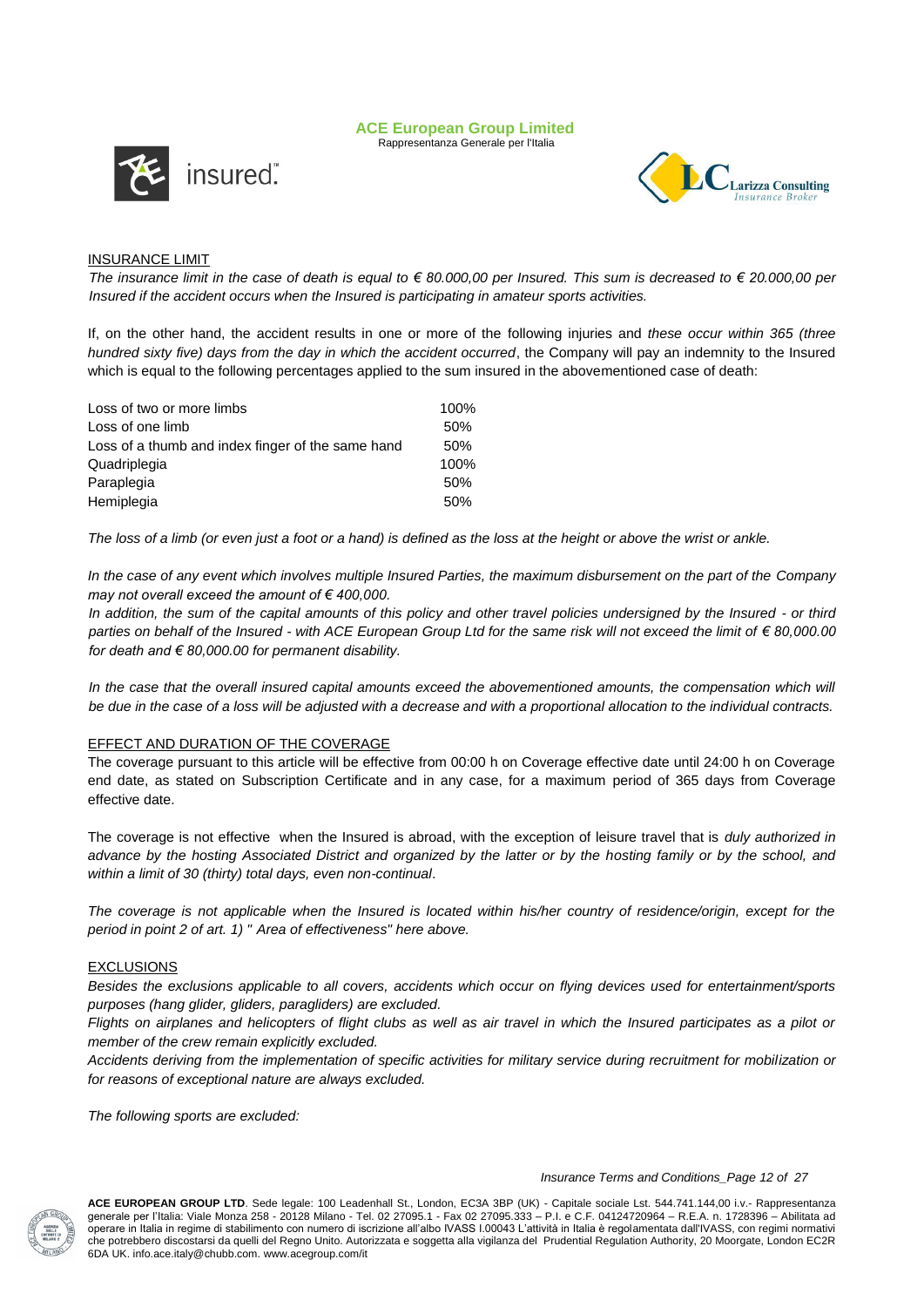## INSURANCE LIMIT

*The insurance limit in the case of death is equal to € 80.000,00 per Insured. This sum is decreased to € 20.000,00 per Insured if the accident occurs when the Insured is participating in amateur sports activities.*

If, on the other hand, the accident results in one or more of the following injuries and *these occur within 365 (three hundred sixty five) days from the day in which the accident occurred*, the Company will pay an indemnity to the Insured which is equal to the following percentages applied to the sum insured in the abovementioned case of death:

| | |
|---|---|
| Loss of two or more limbs | 100% |
| Loss of one limb | 50% |
| Loss of a thumb and index finger of the same hand | 50% |
| Quadriplegia | 100% |
| Paraplegia | 50% |
| Hemiplegia | 50% |

*The loss of a limb (or even just a foot or a hand) is defined as the loss at the height or above the wrist or ankle.*

*In the case of any event which involves multiple Insured Parties, the maximum disbursement on the part of the Company may not overall exceed the amount of € 400,000.*

*In addition, the sum of the capital amounts of this policy and other travel policies undersigned by the Insured - or third parties on behalf of the Insured - with ACE European Group Ltd for the same risk will not exceed the limit of € 80,000.00 for death and € 80,000.00 for permanent disability.*

*In the case that the overall insured capital amounts exceed the abovementioned amounts, the compensation which will be due in the case of a loss will be adjusted with a decrease and with a proportional allocation to the individual contracts.*

## EFFECT AND DURATION OF THE COVERAGE

The coverage pursuant to this article will be effective from 00:00 h on Coverage effective date until 24:00 h on Coverage end date, as stated on Subscription Certificate and in any case, for a maximum period of 365 days from Coverage effective date.

The coverage is not effective when the Insured is abroad, with the exception of leisure travel that is *duly authorized in advance by the hosting Associated District and organized by the latter or by the hosting family or by the school, and within a limit of 30 (thirty) total days, even non-continual*.

*The coverage is not applicable when the Insured is located within his/her country of residence/origin, except for the period in point 2 of art. 1) " Area of effectiveness" here above.*

## EXCLUSIONS

*Besides the exclusions applicable to all covers, accidents which occur on flying devices used for entertainment/sports purposes (hang glider, gliders, paragliders) are excluded.*

*Flights on airplanes and helicopters of flight clubs as well as air travel in which the Insured participates as a pilot or member of the crew remain explicitly excluded.*

*Accidents deriving from the implementation of specific activities for military service during recruitment for mobilization or for reasons of exceptional nature are always excluded.*

*The following sports are excluded:*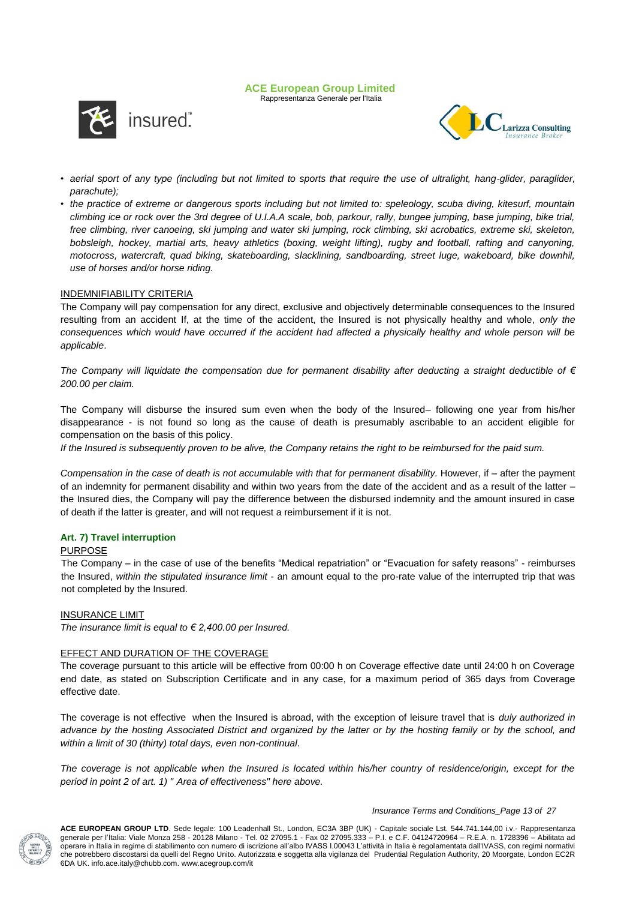- *aerial sport of any type (including but not limited to sports that require the use of ultralight, hang-glider, paraglider, parachute);*
- *the practice of extreme or dangerous sports including but not limited to: speleology, scuba diving, kitesurf, mountain climbing ice or rock over the 3rd degree of U.I.A.A scale, bob, parkour, rally, bungee jumping, base jumping, bike trial, free climbing, river canoeing, ski jumping and water ski jumping, rock climbing, ski acrobatics, extreme ski, skeleton, bobsleigh, hockey, martial arts, heavy athletics (boxing, weight lifting), rugby and football, rafting and canyoning, motocross, watercraft, quad biking, skateboarding, slacklining, sandboarding, street luge, wakeboard, bike downhil, use of horses and/or horse riding.*

INDEMNIFIABILITY CRITERIA

The Company will pay compensation for any direct, exclusive and objectively determinable consequences to the Insured resulting from an accident If, at the time of the accident, the Insured is not physically healthy and whole, *only the consequences which would have occurred if the accident had affected a physically healthy and whole person will be applicable*.

*The Company will liquidate the compensation due for permanent disability after deducting a straight deductible of € 200.00 per claim.*

The Company will disburse the insured sum even when the body of the Insured– following one year from his/her disappearance - is not found so long as the cause of death is presumably ascribable to an accident eligible for compensation on the basis of this policy.

*If the Insured is subsequently proven to be alive, the Company retains the right to be reimbursed for the paid sum.*

*Compensation in the case of death is not accumulable with that for permanent disability.* However, if – after the payment of an indemnity for permanent disability and within two years from the date of the accident and as a result of the latter – the Insured dies, the Company will pay the difference between the disbursed indemnity and the amount insured in case of death if the latter is greater, and will not request a reimbursement if it is not.

**Art. 7) Travel interruption**

PURPOSE

The Company – in the case of use of the benefits "Medical repatriation" or "Evacuation for safety reasons" - reimburses the Insured, *within the stipulated insurance limit* - an amount equal to the pro-rate value of the interrupted trip that was not completed by the Insured.

INSURANCE LIMIT

*The insurance limit is equal to € 2,400.00 per Insured.*

EFFECT AND DURATION OF THE COVERAGE

The coverage pursuant to this article will be effective from 00:00 h on Coverage effective date until 24:00 h on Coverage end date, as stated on Subscription Certificate and in any case, for a maximum period of 365 days from Coverage effective date.

The coverage is not effective when the Insured is abroad, with the exception of leisure travel that is *duly authorized in advance by the hosting Associated District and organized by the latter or by the hosting family or by the school, and within a limit of 30 (thirty) total days, even non-continual*.

*The coverage is not applicable when the Insured is located within his/her country of residence/origin, except for the period in point 2 of art. 1) " Area of effectiveness" here above.*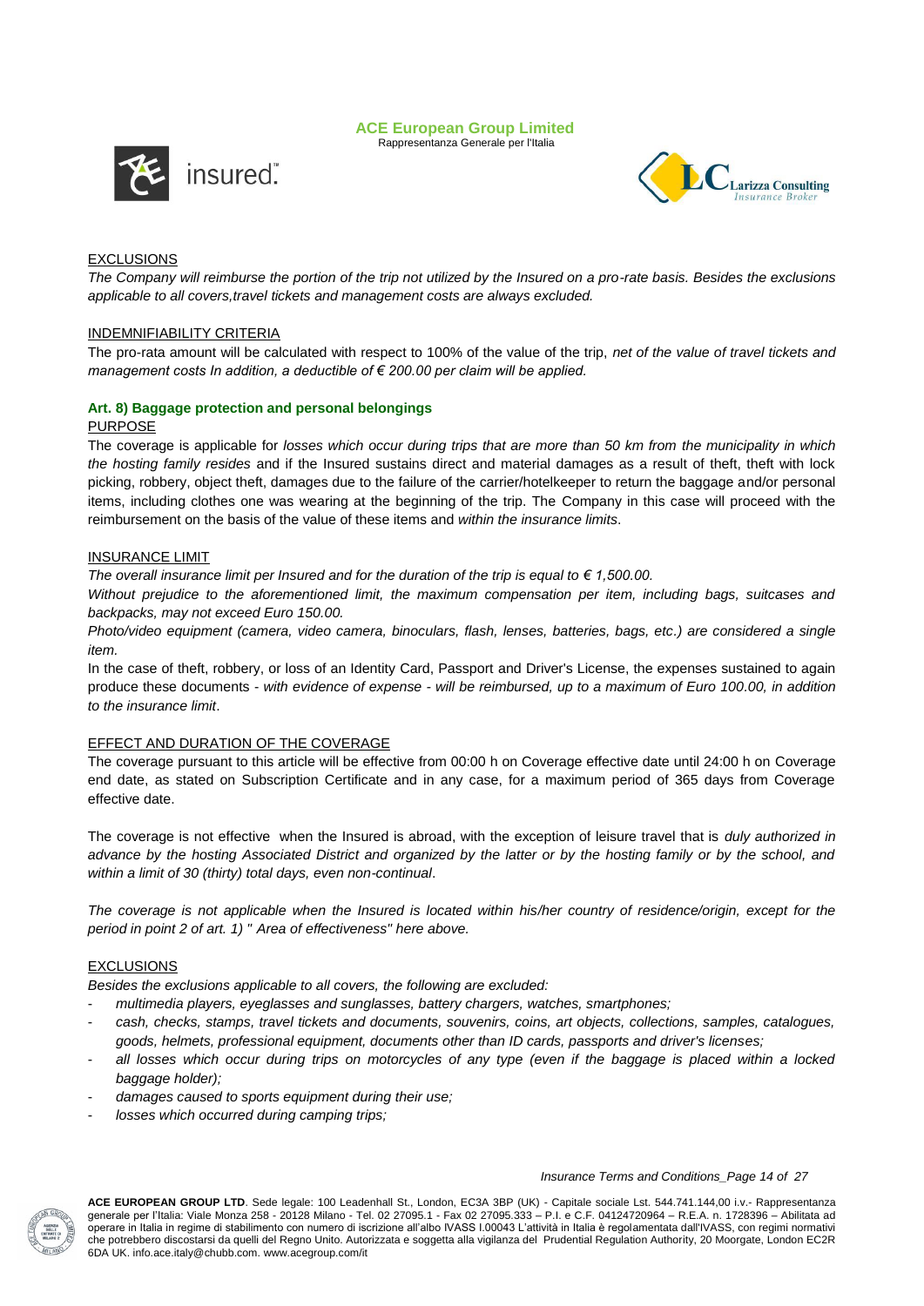EXCLUSIONS

*The Company will reimburse the portion of the trip not utilized by the Insured on a pro-rate basis. Besides the exclusions applicable to all covers,travel tickets and management costs are always excluded.*

INDEMNIFIABILITY CRITERIA

The pro-rata amount will be calculated with respect to 100% of the value of the trip, *net of the value of travel tickets and management costs In addition, a deductible of € 200.00 per claim will be applied.*

### Art. 8) Baggage protection and personal belongings

PURPOSE

The coverage is applicable for *losses which occur during trips that are more than 50 km from the municipality in which the hosting family resides* and if the Insured sustains direct and material damages as a result of theft, theft with lock picking, robbery, object theft, damages due to the failure of the carrier/hotelkeeper to return the baggage and/or personal items, including clothes one was wearing at the beginning of the trip. The Company in this case will proceed with the reimbursement on the basis of the value of these items and *within the insurance limits*.

INSURANCE LIMIT

*The overall insurance limit per Insured and for the duration of the trip is equal to € 1,500.00.*

*Without prejudice to the aforementioned limit, the maximum compensation per item, including bags, suitcases and backpacks, may not exceed Euro 150.00.*

*Photo/video equipment (camera, video camera, binoculars, flash, lenses, batteries, bags, etc.) are considered a single item.*

In the case of theft, robbery, or loss of an Identity Card, Passport and Driver's License, the expenses sustained to again produce these documents - *with evidence of expense - will be reimbursed, up to a maximum of Euro 100.00, in addition to the insurance limit*.

EFFECT AND DURATION OF THE COVERAGE

The coverage pursuant to this article will be effective from 00:00 h on Coverage effective date until 24:00 h on Coverage end date, as stated on Subscription Certificate and in any case, for a maximum period of 365 days from Coverage effective date.

The coverage is not effective when the Insured is abroad, with the exception of leisure travel that is *duly authorized in advance by the hosting Associated District and organized by the latter or by the hosting family or by the school, and within a limit of 30 (thirty) total days, even non-continual*.

*The coverage is not applicable when the Insured is located within his/her country of residence/origin, except for the period in point 2 of art. 1) " Area of effectiveness" here above.*

EXCLUSIONS

*Besides the exclusions applicable to all covers, the following are excluded:*

- *multimedia players, eyeglasses and sunglasses, battery chargers, watches, smartphones;*
- *cash, checks, stamps, travel tickets and documents, souvenirs, coins, art objects, collections, samples, catalogues, goods, helmets, professional equipment, documents other than ID cards, passports and driver's licenses;*
- *all losses which occur during trips on motorcycles of any type (even if the baggage is placed within a locked baggage holder);*
- *damages caused to sports equipment during their use;*
- *losses which occurred during camping trips;*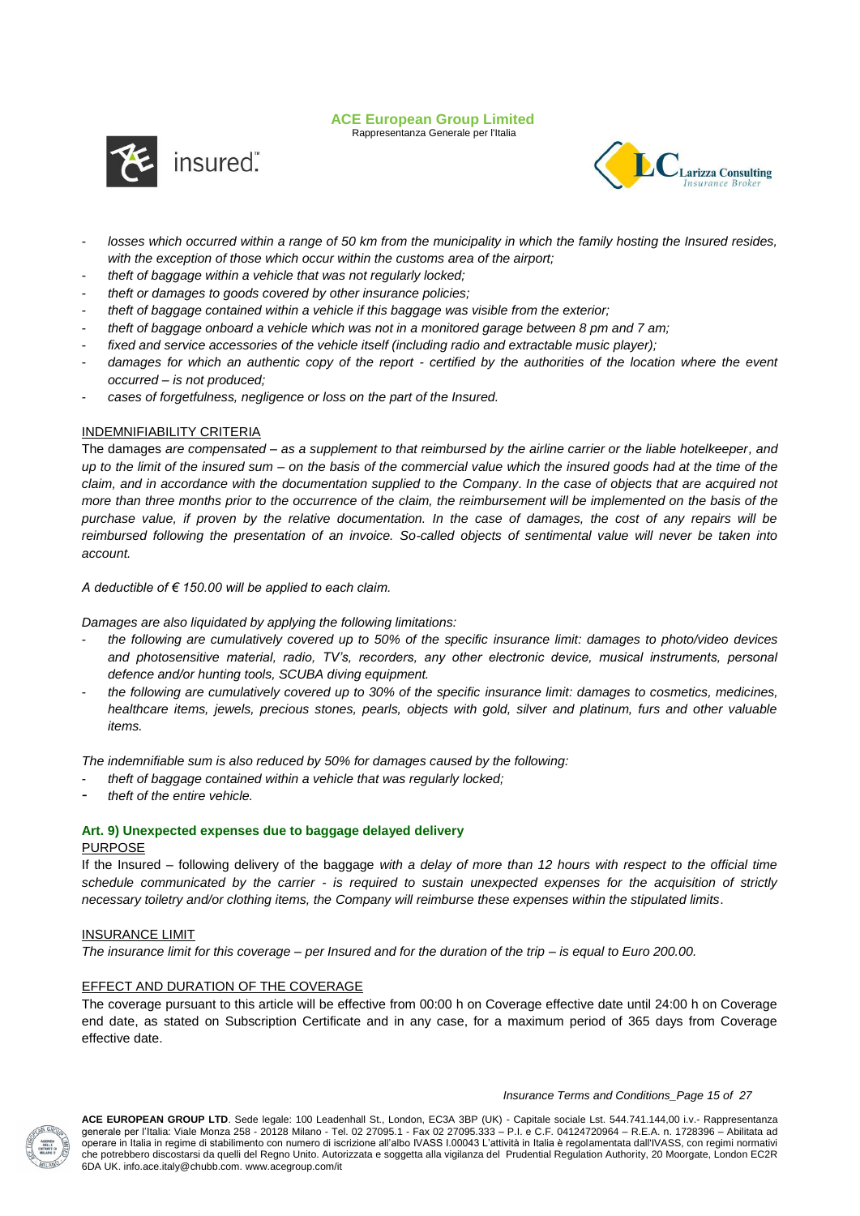- *losses which occurred within a range of 50 km from the municipality in which the family hosting the Insured resides, with the exception of those which occur within the customs area of the airport;*
- *theft of baggage within a vehicle that was not regularly locked;*
- *theft or damages to goods covered by other insurance policies;*
- *theft of baggage contained within a vehicle if this baggage was visible from the exterior;*
- *theft of baggage onboard a vehicle which was not in a monitored garage between 8 pm and 7 am;*
- *fixed and service accessories of the vehicle itself (including radio and extractable music player);*
- *damages for which an authentic copy of the report - certified by the authorities of the location where the event occurred – is not produced;*
- *cases of forgetfulness, negligence or loss on the part of the Insured.*

INDEMNIFIABILITY CRITERIA

The damages *are compensated – as a supplement to that reimbursed by the airline carrier or the liable hotelkeeper*, *and up to the limit of the insured sum – on the basis of the commercial value which the insured goods had at the time of the claim, and in accordance with the documentation supplied to the Company*. *In the case of objects that are acquired not more than three months prior to the occurrence of the claim, the reimbursement will be implemented on the basis of the purchase value, if proven by the relative documentation. In the case of damages, the cost of any repairs will be reimbursed following the presentation of an invoice. So-called objects of sentimental value will never be taken into account.*

*A deductible of € 150.00 will be applied to each claim.*

*Damages are also liquidated by applying the following limitations:*

- *the following are cumulatively covered up to 50% of the specific insurance limit: damages to photo/video devices and photosensitive material, radio, TV's, recorders, any other electronic device, musical instruments, personal defence and/or hunting tools, SCUBA diving equipment.*
- *the following are cumulatively covered up to 30% of the specific insurance limit: damages to cosmetics, medicines, healthcare items, jewels, precious stones, pearls, objects with gold, silver and platinum, furs and other valuable items.*

*The indemnifiable sum is also reduced by 50% for damages caused by the following:*

- *theft of baggage contained within a vehicle that was regularly locked;*
- *theft of the entire vehicle.*

### Art. 9) Unexpected expenses due to baggage delayed delivery

PURPOSE

If the Insured – following delivery of the baggage *with a delay of more than 12 hours with respect to the official time schedule communicated by the carrier - is required to sustain unexpected expenses for the acquisition of strictly necessary toiletry and/or clothing items, the Company will reimburse these expenses within the stipulated limits*.

INSURANCE LIMIT

*The insurance limit for this coverage – per Insured and for the duration of the trip – is equal to Euro 200.00.*

EFFECT AND DURATION OF THE COVERAGE

The coverage pursuant to this article will be effective from 00:00 h on Coverage effective date until 24:00 h on Coverage end date, as stated on Subscription Certificate and in any case, for a maximum period of 365 days from Coverage effective date.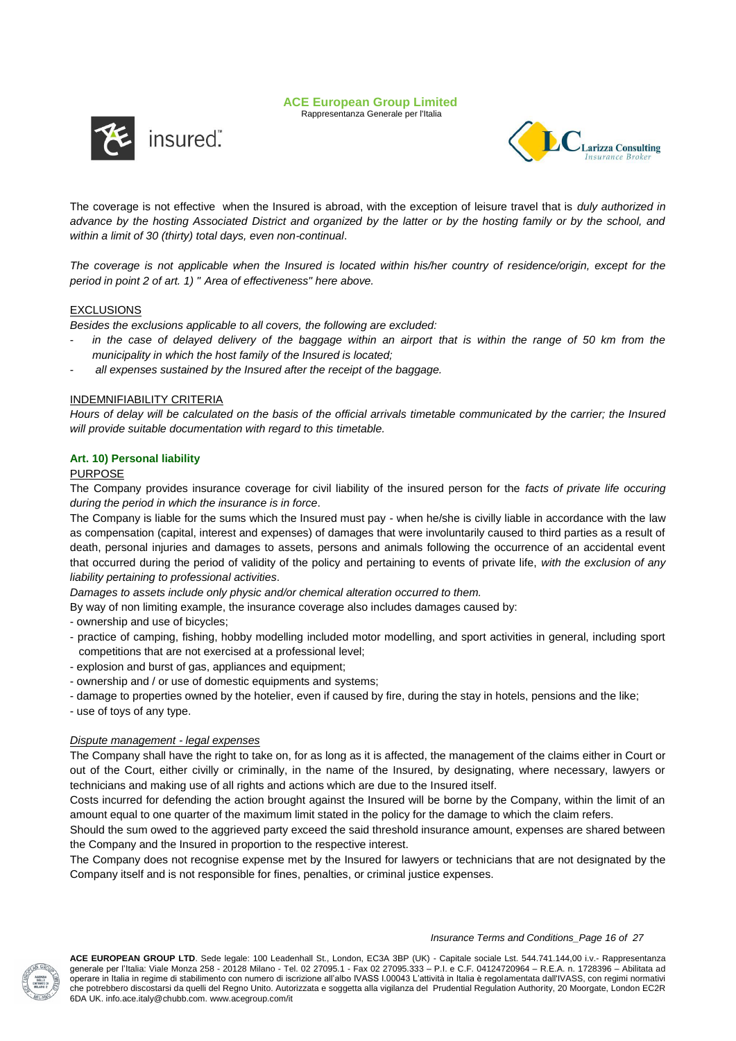The coverage is not effective when the Insured is abroad, with the exception of leisure travel that is *duly authorized in advance by the hosting Associated District and organized by the latter or by the hosting family or by the school, and within a limit of 30 (thirty) total days, even non-continual*.

*The coverage is not applicable when the Insured is located within his/her country of residence/origin, except for the period in point 2 of art. 1) " Area of effectiveness" here above.*

EXCLUSIONS

*Besides the exclusions applicable to all covers, the following are excluded:*

- *in the case of delayed delivery of the baggage within an airport that is within the range of 50 km from the municipality in which the host family of the Insured is located;*
- *all expenses sustained by the Insured after the receipt of the baggage.*

INDEMNIFIABILITY CRITERIA

*Hours of delay will be calculated on the basis of the official arrivals timetable communicated by the carrier; the Insured will provide suitable documentation with regard to this timetable.*

### Art. 10) Personal liability

PURPOSE

The Company provides insurance coverage for civil liability of the insured person for the *facts of private life occuring during the period in which the insurance is in force*.

The Company is liable for the sums which the Insured must pay - when he/she is civilly liable in accordance with the law as compensation (capital, interest and expenses) of damages that were involuntarily caused to third parties as a result of death, personal injuries and damages to assets, persons and animals following the occurrence of an accidental event that occurred during the period of validity of the policy and pertaining to events of private life, *with the exclusion of any liability pertaining to professional activities*.

*Damages to assets include only physic and/or chemical alteration occurred to them.*

By way of non limiting example, the insurance coverage also includes damages caused by:

- ownership and use of bicycles;
- practice of camping, fishing, hobby modelling included motor modelling, and sport activities in general, including sport competitions that are not exercised at a professional level;
- explosion and burst of gas, appliances and equipment;
- ownership and / or use of domestic equipments and systems;
- damage to properties owned by the hotelier, even if caused by fire, during the stay in hotels, pensions and the like;
- use of toys of any type.

*Dispute management - legal expenses*

The Company shall have the right to take on, for as long as it is affected, the management of the claims either in Court or out of the Court, either civilly or criminally, in the name of the Insured, by designating, where necessary, lawyers or technicians and making use of all rights and actions which are due to the Insured itself.

Costs incurred for defending the action brought against the Insured will be borne by the Company, within the limit of an amount equal to one quarter of the maximum limit stated in the policy for the damage to which the claim refers.

Should the sum owed to the aggrieved party exceed the said threshold insurance amount, expenses are shared between the Company and the Insured in proportion to the respective interest.

The Company does not recognise expense met by the Insured for lawyers or technicians that are not designated by the Company itself and is not responsible for fines, penalties, or criminal justice expenses.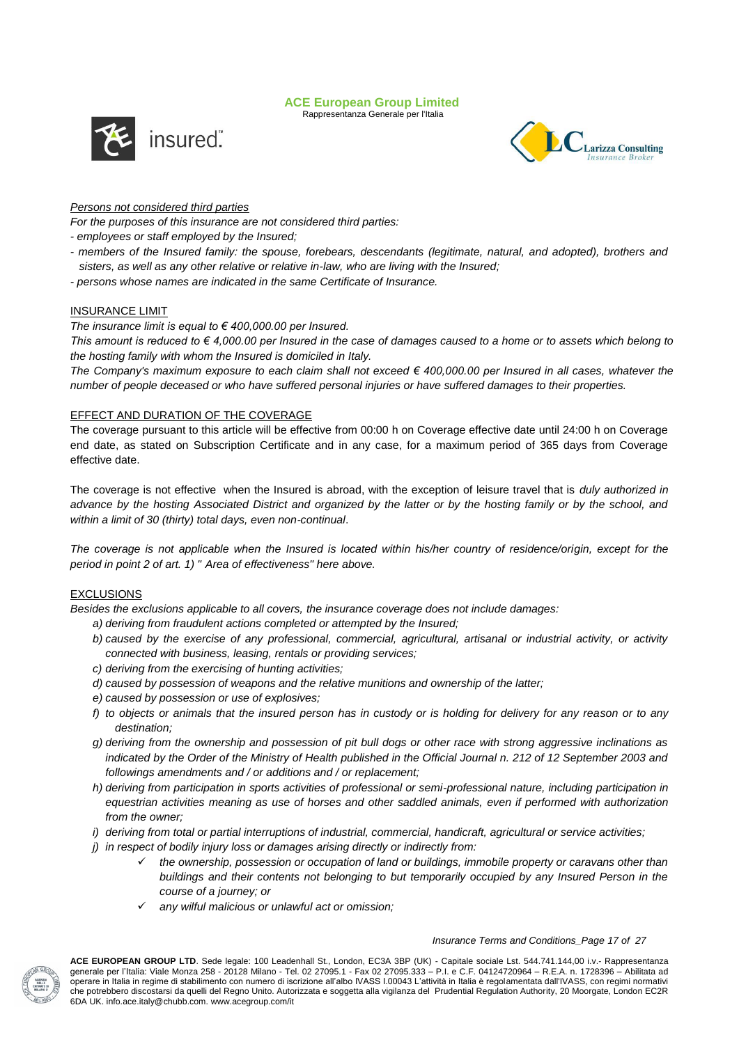*Persons not considered third parties*

*For the purposes of this insurance are not considered third parties:*

- *employees or staff employed by the Insured;*
- *members of the Insured family: the spouse, forebears, descendants (legitimate, natural, and adopted), brothers and sisters, as well as any other relative or relative in-law, who are living with the Insured;*
- *persons whose names are indicated in the same Certificate of Insurance.*

INSURANCE LIMIT

*The insurance limit is equal to € 400,000.00 per Insured.*

*This amount is reduced to € 4,000.00 per Insured in the case of damages caused to a home or to assets which belong to the hosting family with whom the Insured is domiciled in Italy.*

*The Company's maximum exposure to each claim shall not exceed € 400,000.00 per Insured in all cases, whatever the number of people deceased or who have suffered personal injuries or have suffered damages to their properties.*

EFFECT AND DURATION OF THE COVERAGE

The coverage pursuant to this article will be effective from 00:00 h on Coverage effective date until 24:00 h on Coverage end date, as stated on Subscription Certificate and in any case, for a maximum period of 365 days from Coverage effective date.

The coverage is not effective when the Insured is abroad, with the exception of leisure travel that is *duly authorized in advance by the hosting Associated District and organized by the latter or by the hosting family or by the school, and within a limit of 30 (thirty) total days, even non-continual*.

*The coverage is not applicable when the Insured is located within his/her country of residence/origin, except for the period in point 2 of art. 1) " Area of effectiveness" here above.*

EXCLUSIONS

*Besides the exclusions applicable to all covers, the insurance coverage does not include damages:*

a) *deriving from fraudulent actions completed or attempted by the Insured;*
b) *caused by the exercise of any professional, commercial, agricultural, artisanal or industrial activity, or activity connected with business, leasing, rentals or providing services;*
c) *deriving from the exercising of hunting activities;*
d) *caused by possession of weapons and the relative munitions and ownership of the latter;*
e) *caused by possession or use of explosives;*
f) *to objects or animals that the insured person has in custody or is holding for delivery for any reason or to any destination;*
g) *deriving from the ownership and possession of pit bull dogs or other race with strong aggressive inclinations as indicated by the Order of the Ministry of Health published in the Official Journal n. 212 of 12 September 2003 and followings amendments and / or additions and / or replacement;*
h) *deriving from participation in sports activities of professional or semi-professional nature, including participation in equestrian activities meaning as use of horses and other saddled animals, even if performed with authorization from the owner;*
i) *deriving from total or partial interruptions of industrial, commercial, handicraft, agricultural or service activities;*
j) *in respect of bodily injury loss or damages arising directly or indirectly from:*
   - ✓ *the ownership, possession or occupation of land or buildings, immobile property or caravans other than buildings and their contents not belonging to but temporarily occupied by any Insured Person in the course of a journey; or*
   - ✓ *any wilful malicious or unlawful act or omission;*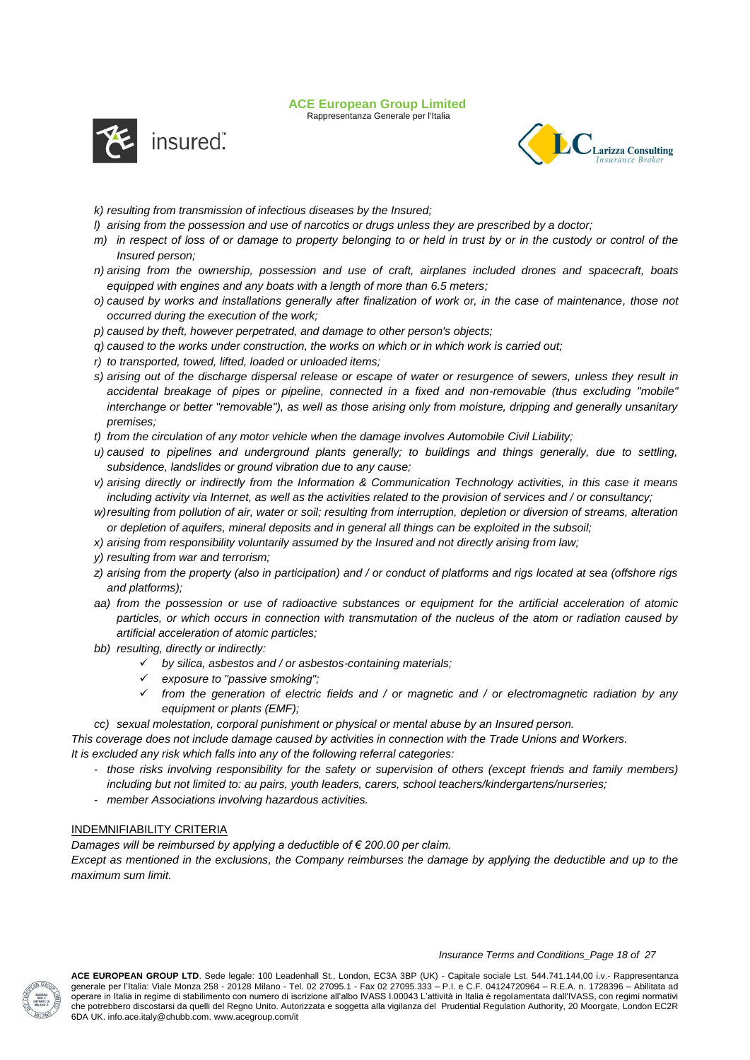*k) resulting from transmission of infectious diseases by the Insured;*

*l) arising from the possession and use of narcotics or drugs unless they are prescribed by a doctor;*

*m) in respect of loss of or damage to property belonging to or held in trust by or in the custody or control of the Insured person;*

*n) arising from the ownership, possession and use of craft, airplanes included drones and spacecraft, boats equipped with engines and any boats with a length of more than 6.5 meters;*

*o) caused by works and installations generally after finalization of work or, in the case of maintenance, those not occurred during the execution of the work;*

*p) caused by theft, however perpetrated, and damage to other person's objects;*

*q) caused to the works under construction, the works on which or in which work is carried out;*

*r) to transported, towed, lifted, loaded or unloaded items;*

*s) arising out of the discharge dispersal release or escape of water or resurgence of sewers, unless they result in accidental breakage of pipes or pipeline, connected in a fixed and non-removable (thus excluding "mobile" interchange or better "removable"), as well as those arising only from moisture, dripping and generally unsanitary premises;*

*t) from the circulation of any motor vehicle when the damage involves Automobile Civil Liability;*

*u) caused to pipelines and underground plants generally; to buildings and things generally, due to settling, subsidence, landslides or ground vibration due to any cause;*

*v) arising directly or indirectly from the Information & Communication Technology activities, in this case it means including activity via Internet, as well as the activities related to the provision of services and / or consultancy;*

*w) resulting from pollution of air, water or soil; resulting from interruption, depletion or diversion of streams, alteration or depletion of aquifers, mineral deposits and in general all things can be exploited in the subsoil;*

*x) arising from responsibility voluntarily assumed by the Insured and not directly arising from law;*

*y) resulting from war and terrorism;*

*z) arising from the property (also in participation) and / or conduct of platforms and rigs located at sea (offshore rigs and platforms);*

*aa) from the possession or use of radioactive substances or equipment for the artificial acceleration of atomic particles, or which occurs in connection with transmutation of the nucleus of the atom or radiation caused by artificial acceleration of atomic particles;*

*bb) resulting, directly or indirectly:*

- ✓ *by silica, asbestos and / or asbestos-containing materials;*
- ✓ *exposure to "passive smoking";*
- ✓ *from the generation of electric fields and / or magnetic and / or electromagnetic radiation by any equipment or plants (EMF);*

*cc) sexual molestation, corporal punishment or physical or mental abuse by an Insured person.*

*This coverage does not include damage caused by activities in connection with the Trade Unions and Workers.*

*It is excluded any risk which falls into any of the following referral categories:*

- *those risks involving responsibility for the safety or supervision of others (except friends and family members) including but not limited to: au pairs, youth leaders, carers, school teachers/kindergartens/nurseries;*
- *member Associations involving hazardous activities.*

INDEMNIFIABILITY CRITERIA

*Damages will be reimbursed by applying a deductible of € 200.00 per claim.*

*Except as mentioned in the exclusions, the Company reimburses the damage by applying the deductible and up to the maximum sum limit.*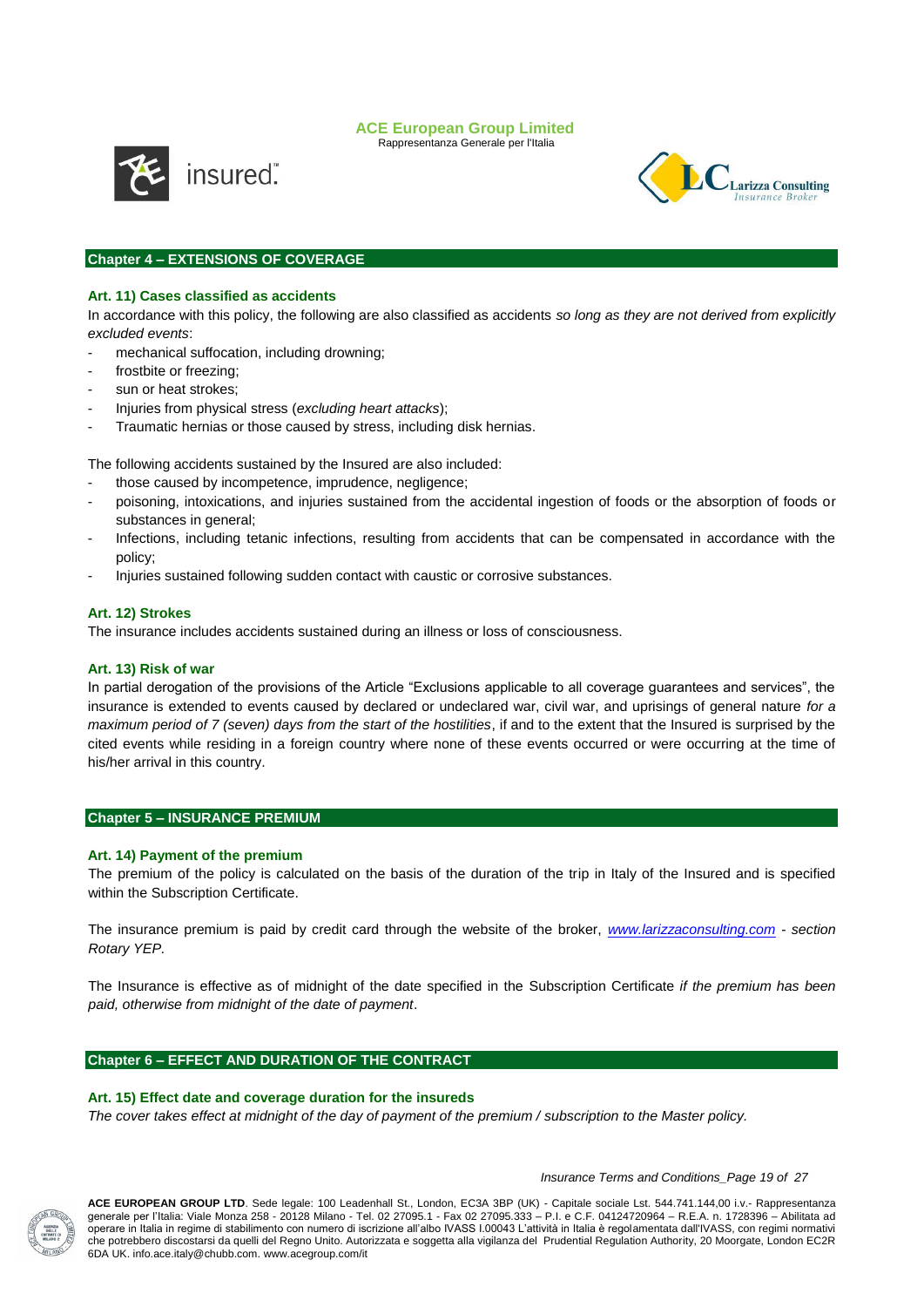## Chapter 4 – EXTENSIONS OF COVERAGE

### Art. 11) Cases classified as accidents

In accordance with this policy, the following are also classified as accidents *so long as they are not derived from explicitly excluded events*:

- mechanical suffocation, including drowning;
- frostbite or freezing;
- sun or heat strokes;
- Injuries from physical stress (*excluding heart attacks*);
- Traumatic hernias or those caused by stress, including disk hernias.

The following accidents sustained by the Insured are also included:

- those caused by incompetence, imprudence, negligence;
- poisoning, intoxications, and injuries sustained from the accidental ingestion of foods or the absorption of foods or substances in general;
- Infections, including tetanic infections, resulting from accidents that can be compensated in accordance with the policy;
- Injuries sustained following sudden contact with caustic or corrosive substances.

### Art. 12) Strokes

The insurance includes accidents sustained during an illness or loss of consciousness.

### Art. 13) Risk of war

In partial derogation of the provisions of the Article "Exclusions applicable to all coverage guarantees and services", the insurance is extended to events caused by declared or undeclared war, civil war, and uprisings of general nature *for a maximum period of 7 (seven) days from the start of the hostilities*, if and to the extent that the Insured is surprised by the cited events while residing in a foreign country where none of these events occurred or were occurring at the time of his/her arrival in this country.

## Chapter 5 – INSURANCE PREMIUM

### Art. 14) Payment of the premium

The premium of the policy is calculated on the basis of the duration of the trip in Italy of the Insured and is specified within the Subscription Certificate.

The insurance premium is paid by credit card through the website of the broker, *www.larizzaconsulting.com - section Rotary YEP.*

The Insurance is effective as of midnight of the date specified in the Subscription Certificate *if the premium has been paid, otherwise from midnight of the date of payment*.

## Chapter 6 – EFFECT AND DURATION OF THE CONTRACT

### Art. 15) Effect date and coverage duration for the insureds

*The cover takes effect at midnight of the day of payment of the premium / subscription to the Master policy.*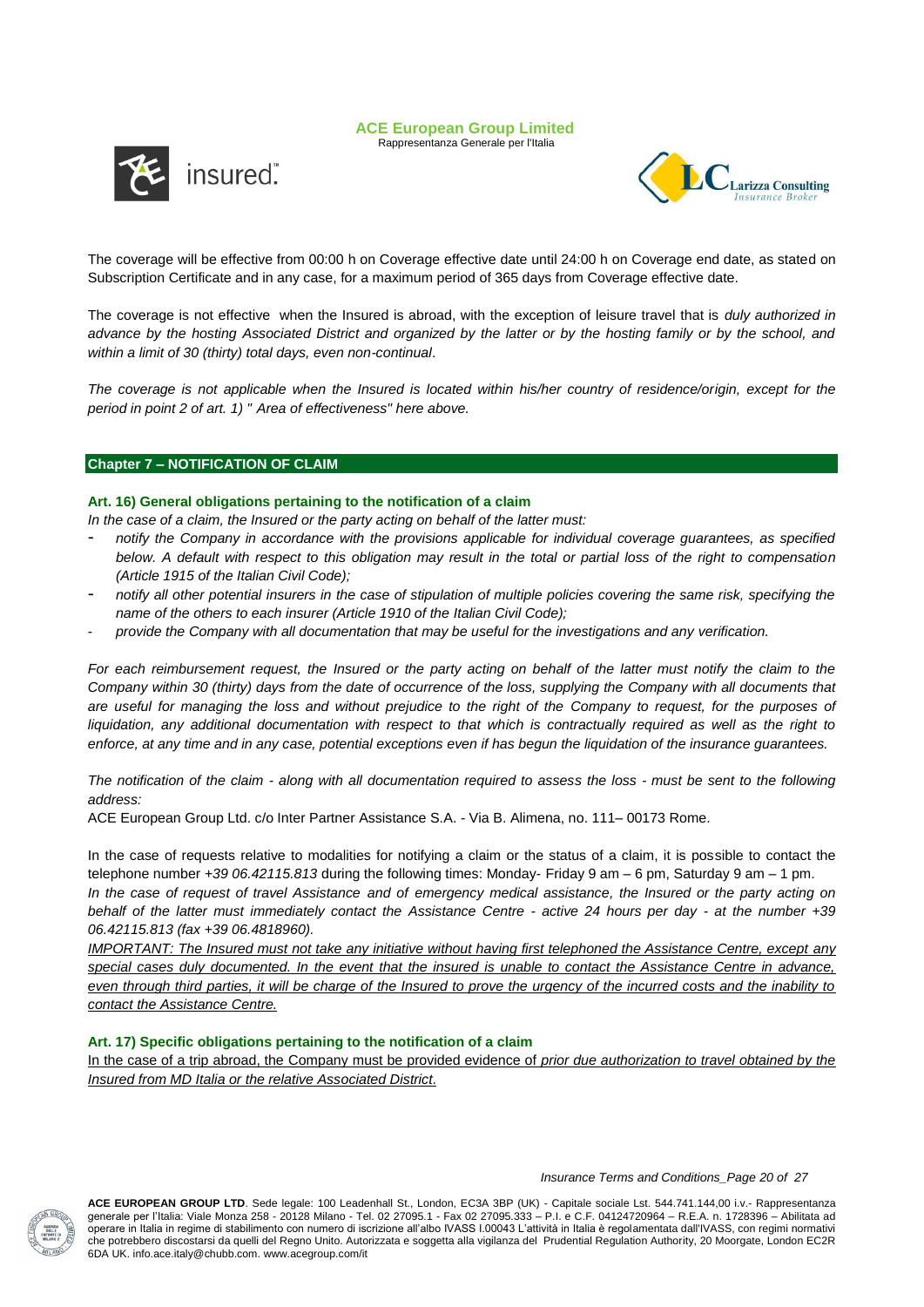The coverage will be effective from 00:00 h on Coverage effective date until 24:00 h on Coverage end date, as stated on Subscription Certificate and in any case, for a maximum period of 365 days from Coverage effective date.

The coverage is not effective when the Insured is abroad, with the exception of leisure travel that is *duly authorized in advance by the hosting Associated District and organized by the latter or by the hosting family or by the school, and within a limit of 30 (thirty) total days, even non-continual*.

*The coverage is not applicable when the Insured is located within his/her country of residence/origin, except for the period in point 2 of art. 1) " Area of effectiveness" here above.*

## Chapter 7 – NOTIFICATION OF CLAIM

### Art. 16) General obligations pertaining to the notification of a claim

*In the case of a claim, the Insured or the party acting on behalf of the latter must:*

- *notify the Company in accordance with the provisions applicable for individual coverage guarantees, as specified below. A default with respect to this obligation may result in the total or partial loss of the right to compensation (Article 1915 of the Italian Civil Code);*
- *notify all other potential insurers in the case of stipulation of multiple policies covering the same risk, specifying the name of the others to each insurer (Article 1910 of the Italian Civil Code);*
- *provide the Company with all documentation that may be useful for the investigations and any verification.*

*For each reimbursement request, the Insured or the party acting on behalf of the latter must notify the claim to the Company within 30 (thirty) days from the date of occurrence of the loss, supplying the Company with all documents that are useful for managing the loss and without prejudice to the right of the Company to request, for the purposes of liquidation, any additional documentation with respect to that which is contractually required as well as the right to enforce, at any time and in any case, potential exceptions even if has begun the liquidation of the insurance guarantees.*

*The notification of the claim - along with all documentation required to assess the loss - must be sent to the following address:*

ACE European Group Ltd. c/o Inter Partner Assistance S.A. - Via B. Alimena, no. 111– 00173 Rome.

In the case of requests relative to modalities for notifying a claim or the status of a claim, it is possible to contact the telephone number *+39 06.42115.813* during the following times: Monday- Friday 9 am – 6 pm, Saturday 9 am – 1 pm.

*In the case of request of travel Assistance and of emergency medical assistance, the Insured or the party acting on behalf of the latter must immediately contact the Assistance Centre - active 24 hours per day - at the number +39 06.42115.813 (fax +39 06.4818960).*

*IMPORTANT: The Insured must not take any initiative without having first telephoned the Assistance Centre, except any special cases duly documented. In the event that the insured is unable to contact the Assistance Centre in advance, even through third parties, it will be charge of the Insured to prove the urgency of the incurred costs and the inability to contact the Assistance Centre.*

### Art. 17) Specific obligations pertaining to the notification of a claim

In the case of a trip abroad, the Company must be provided evidence of *prior due authorization to travel obtained by the Insured from MD Italia or the relative Associated District*.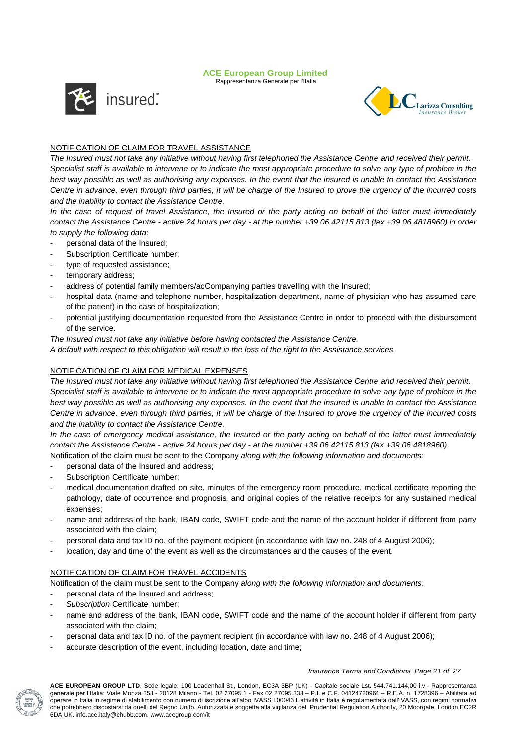NOTIFICATION OF CLAIM FOR TRAVEL ASSISTANCE

*The Insured must not take any initiative without having first telephoned the Assistance Centre and received their permit. Specialist staff is available to intervene or to indicate the most appropriate procedure to solve any type of problem in the best way possible as well as authorising any expenses. In the event that the insured is unable to contact the Assistance Centre in advance, even through third parties, it will be charge of the Insured to prove the urgency of the incurred costs and the inability to contact the Assistance Centre.*

*In the case of request of travel Assistance, the Insured or the party acting on behalf of the latter must immediately contact the Assistance Centre - active 24 hours per day - at the number +39 06.42115.813 (fax +39 06.4818960) in order to supply the following data:*

- personal data of the Insured;
- Subscription Certificate number;
- type of requested assistance;
- temporary address;
- address of potential family members/acCompanying parties travelling with the Insured;
- hospital data (name and telephone number, hospitalization department, name of physician who has assumed care of the patient) in the case of hospitalization;
- potential justifying documentation requested from the Assistance Centre in order to proceed with the disbursement of the service.

*The Insured must not take any initiative before having contacted the Assistance Centre.*

*A default with respect to this obligation will result in the loss of the right to the Assistance services.*

NOTIFICATION OF CLAIM FOR MEDICAL EXPENSES

*The Insured must not take any initiative without having first telephoned the Assistance Centre and received their permit. Specialist staff is available to intervene or to indicate the most appropriate procedure to solve any type of problem in the best way possible as well as authorising any expenses. In the event that the insured is unable to contact the Assistance Centre in advance, even through third parties, it will be charge of the Insured to prove the urgency of the incurred costs and the inability to contact the Assistance Centre.*

*In the case of emergency medical assistance, the Insured or the party acting on behalf of the latter must immediately contact the Assistance Centre - active 24 hours per day - at the number +39 06.42115.813 (fax +39 06.4818960).*

Notification of the claim must be sent to the Company *along with the following information and documents*:

- personal data of the Insured and address;
- Subscription Certificate number;
- medical documentation drafted on site, minutes of the emergency room procedure, medical certificate reporting the pathology, date of occurrence and prognosis, and original copies of the relative receipts for any sustained medical expenses;
- name and address of the bank, IBAN code, SWIFT code and the name of the account holder if different from party associated with the claim;
- personal data and tax ID no. of the payment recipient (in accordance with law no. 248 of 4 August 2006);
- location, day and time of the event as well as the circumstances and the causes of the event.

NOTIFICATION OF CLAIM FOR TRAVEL ACCIDENTS

Notification of the claim must be sent to the Company *along with the following information and documents*:

- personal data of the Insured and address;
- *Subscription* Certificate number;
- name and address of the bank, IBAN code, SWIFT code and the name of the account holder if different from party associated with the claim;
- personal data and tax ID no. of the payment recipient (in accordance with law no. 248 of 4 August 2006);
- accurate description of the event, including location, date and time;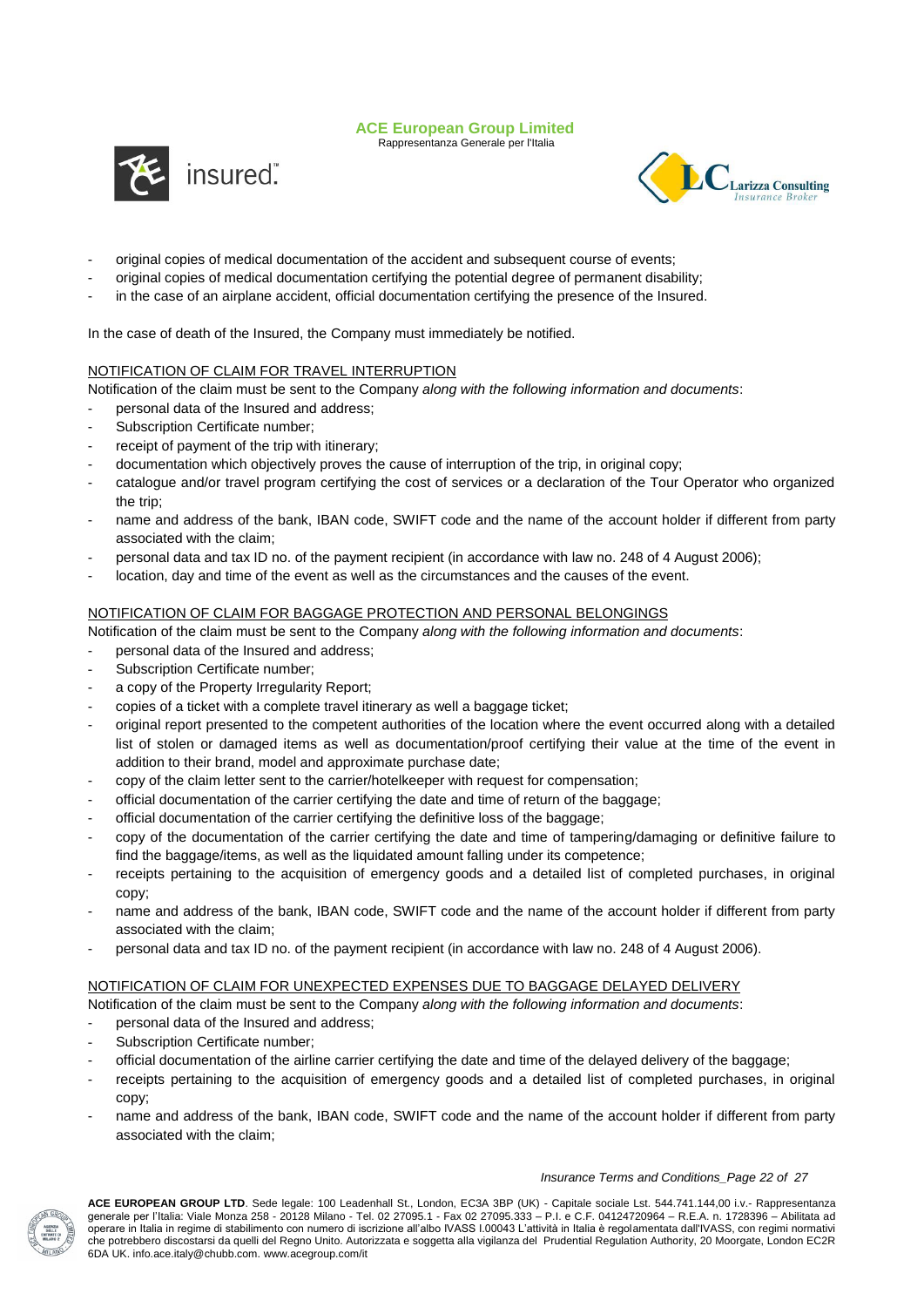- original copies of medical documentation of the accident and subsequent course of events;
- original copies of medical documentation certifying the potential degree of permanent disability;
- in the case of an airplane accident, official documentation certifying the presence of the Insured.

In the case of death of the Insured, the Company must immediately be notified.

NOTIFICATION OF CLAIM FOR TRAVEL INTERRUPTION

Notification of the claim must be sent to the Company *along with the following information and documents*:

- personal data of the Insured and address;
- Subscription Certificate number;
- receipt of payment of the trip with itinerary;
- documentation which objectively proves the cause of interruption of the trip, in original copy;
- catalogue and/or travel program certifying the cost of services or a declaration of the Tour Operator who organized the trip;
- name and address of the bank, IBAN code, SWIFT code and the name of the account holder if different from party associated with the claim;
- personal data and tax ID no. of the payment recipient (in accordance with law no. 248 of 4 August 2006);
- location, day and time of the event as well as the circumstances and the causes of the event.

NOTIFICATION OF CLAIM FOR BAGGAGE PROTECTION AND PERSONAL BELONGINGS

Notification of the claim must be sent to the Company *along with the following information and documents*:

- personal data of the Insured and address;
- Subscription Certificate number;
- a copy of the Property Irregularity Report;
- copies of a ticket with a complete travel itinerary as well a baggage ticket;
- original report presented to the competent authorities of the location where the event occurred along with a detailed list of stolen or damaged items as well as documentation/proof certifying their value at the time of the event in addition to their brand, model and approximate purchase date;
- copy of the claim letter sent to the carrier/hotelkeeper with request for compensation;
- official documentation of the carrier certifying the date and time of return of the baggage;
- official documentation of the carrier certifying the definitive loss of the baggage;
- copy of the documentation of the carrier certifying the date and time of tampering/damaging or definitive failure to find the baggage/items, as well as the liquidated amount falling under its competence;
- receipts pertaining to the acquisition of emergency goods and a detailed list of completed purchases, in original copy;
- name and address of the bank, IBAN code, SWIFT code and the name of the account holder if different from party associated with the claim;
- personal data and tax ID no. of the payment recipient (in accordance with law no. 248 of 4 August 2006).

NOTIFICATION OF CLAIM FOR UNEXPECTED EXPENSES DUE TO BAGGAGE DELAYED DELIVERY

Notification of the claim must be sent to the Company *along with the following information and documents*:

- personal data of the Insured and address;
- Subscription Certificate number;
- official documentation of the airline carrier certifying the date and time of the delayed delivery of the baggage;
- receipts pertaining to the acquisition of emergency goods and a detailed list of completed purchases, in original copy;
- name and address of the bank, IBAN code, SWIFT code and the name of the account holder if different from party associated with the claim;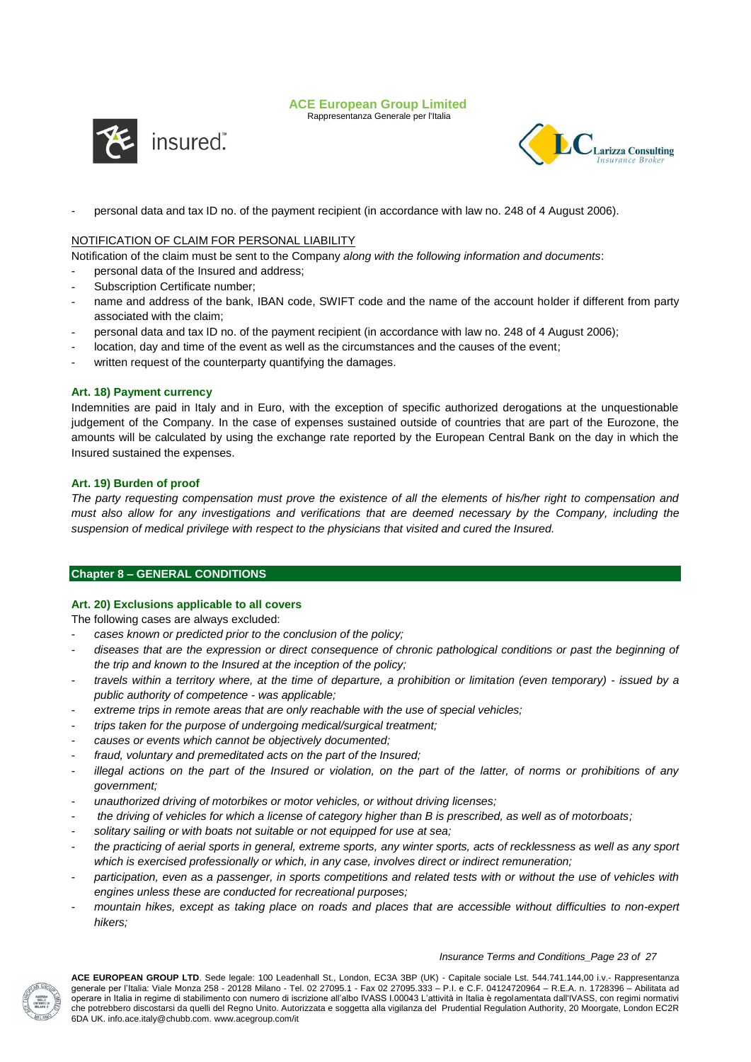- personal data and tax ID no. of the payment recipient (in accordance with law no. 248 of 4 August 2006).

NOTIFICATION OF CLAIM FOR PERSONAL LIABILITY

Notification of the claim must be sent to the Company *along with the following information and documents*:

- personal data of the Insured and address;
- Subscription Certificate number;
- name and address of the bank, IBAN code, SWIFT code and the name of the account holder if different from party associated with the claim;
- personal data and tax ID no. of the payment recipient (in accordance with law no. 248 of 4 August 2006);
- location, day and time of the event as well as the circumstances and the causes of the event;
- written request of the counterparty quantifying the damages.

### Art. 18) Payment currency

Indemnities are paid in Italy and in Euro, with the exception of specific authorized derogations at the unquestionable judgement of the Company. In the case of expenses sustained outside of countries that are part of the Eurozone, the amounts will be calculated by using the exchange rate reported by the European Central Bank on the day in which the Insured sustained the expenses.

### Art. 19) Burden of proof

*The party requesting compensation must prove the existence of all the elements of his/her right to compensation and must also allow for any investigations and verifications that are deemed necessary by the Company, including the suspension of medical privilege with respect to the physicians that visited and cured the Insured.*

## Chapter 8 – GENERAL CONDITIONS

### Art. 20) Exclusions applicable to all covers

The following cases are always excluded:

- *cases known or predicted prior to the conclusion of the policy;*
- *diseases that are the expression or direct consequence of chronic pathological conditions or past the beginning of the trip and known to the Insured at the inception of the policy;*
- *travels within a territory where, at the time of departure, a prohibition or limitation (even temporary) - issued by a public authority of competence - was applicable;*
- *extreme trips in remote areas that are only reachable with the use of special vehicles;*
- *trips taken for the purpose of undergoing medical/surgical treatment;*
- *causes or events which cannot be objectively documented;*
- *fraud, voluntary and premeditated acts on the part of the Insured;*
- *illegal actions on the part of the Insured or violation, on the part of the latter, of norms or prohibitions of any government;*
- *unauthorized driving of motorbikes or motor vehicles, or without driving licenses;*
- *the driving of vehicles for which a license of category higher than B is prescribed, as well as of motorboats;*
- *solitary sailing or with boats not suitable or not equipped for use at sea;*
- *the practicing of aerial sports in general, extreme sports, any winter sports, acts of recklessness as well as any sport which is exercised professionally or which, in any case, involves direct or indirect remuneration;*
- *participation, even as a passenger, in sports competitions and related tests with or without the use of vehicles with engines unless these are conducted for recreational purposes;*
- *mountain hikes, except as taking place on roads and places that are accessible without difficulties to non-expert hikers;*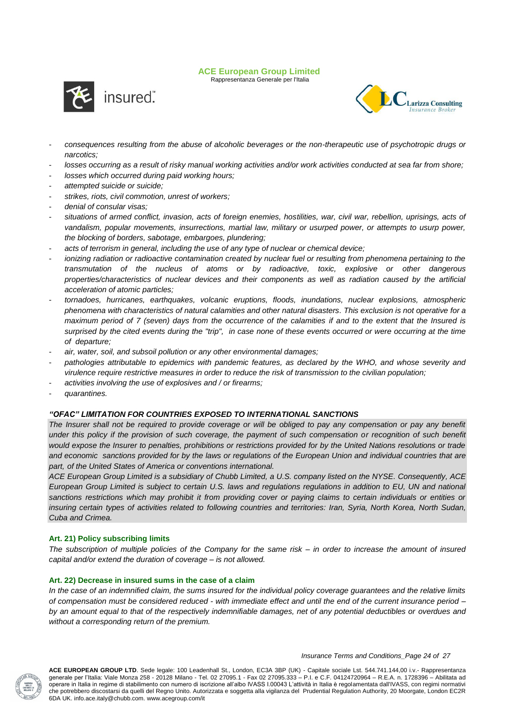- *consequences resulting from the abuse of alcoholic beverages or the non-therapeutic use of psychotropic drugs or narcotics;*
- *losses occurring as a result of risky manual working activities and/or work activities conducted at sea far from shore;*
- *losses which occurred during paid working hours;*
- *attempted suicide or suicide;*
- *strikes, riots, civil commotion, unrest of workers;*
- *denial of consular visas;*
- *situations of armed conflict, invasion, acts of foreign enemies, hostilities, war, civil war, rebellion, uprisings, acts of vandalism, popular movements, insurrections, martial law, military or usurped power, or attempts to usurp power, the blocking of borders, sabotage, embargoes, plundering;*
- *acts of terrorism in general, including the use of any type of nuclear or chemical device;*
- *ionizing radiation or radioactive contamination created by nuclear fuel or resulting from phenomena pertaining to the transmutation of the nucleus of atoms or by radioactive, toxic, explosive or other dangerous properties/characteristics of nuclear devices and their components as well as radiation caused by the artificial acceleration of atomic particles;*
- *tornadoes, hurricanes, earthquakes, volcanic eruptions, floods, inundations, nuclear explosions, atmospheric phenomena with characteristics of natural calamities and other natural disasters. This exclusion is not operative for a maximum period of 7 (seven) days from the occurrence of the calamities if and to the extent that the Insured is surprised by the cited events during the "trip", in case none of these events occurred or were occurring at the time of departure;*
- *air, water, soil, and subsoil pollution or any other environmental damages;*
- *pathologies attributable to epidemics with pandemic features, as declared by the WHO, and whose severity and virulence require restrictive measures in order to reduce the risk of transmission to the civilian population;*
- *activities involving the use of explosives and / or firearms;*
- *quarantines.*

***"OFAC" LIMITATION FOR COUNTRIES EXPOSED TO INTERNATIONAL SANCTIONS***

*The Insurer shall not be required to provide coverage or will be obliged to pay any compensation or pay any benefit under this policy if the provision of such coverage, the payment of such compensation or recognition of such benefit would expose the Insurer to penalties, prohibitions or restrictions provided for by the United Nations resolutions or trade and economic sanctions provided for by the laws or regulations of the European Union and individual countries that are part, of the United States of America or conventions international.*

*ACE European Group Limited is a subsidiary of Chubb Limited, a U.S. company listed on the NYSE. Consequently, ACE European Group Limited is subject to certain U.S. laws and regulations regulations in addition to EU, UN and national sanctions restrictions which may prohibit it from providing cover or paying claims to certain individuals or entities or insuring certain types of activities related to following countries and territories: Iran, Syria, North Korea, North Sudan, Cuba and Crimea.*

### Art. 21) Policy subscribing limits

*The subscription of multiple policies of the Company for the same risk – in order to increase the amount of insured capital and/or extend the duration of coverage – is not allowed.*

### Art. 22) Decrease in insured sums in the case of a claim

*In the case of an indemnified claim, the sums insured for the individual policy coverage guarantees and the relative limits of compensation must be considered reduced - with immediate effect and until the end of the current insurance period – by an amount equal to that of the respectively indemnifiable damages, net of any potential deductibles or overdues and without a corresponding return of the premium.*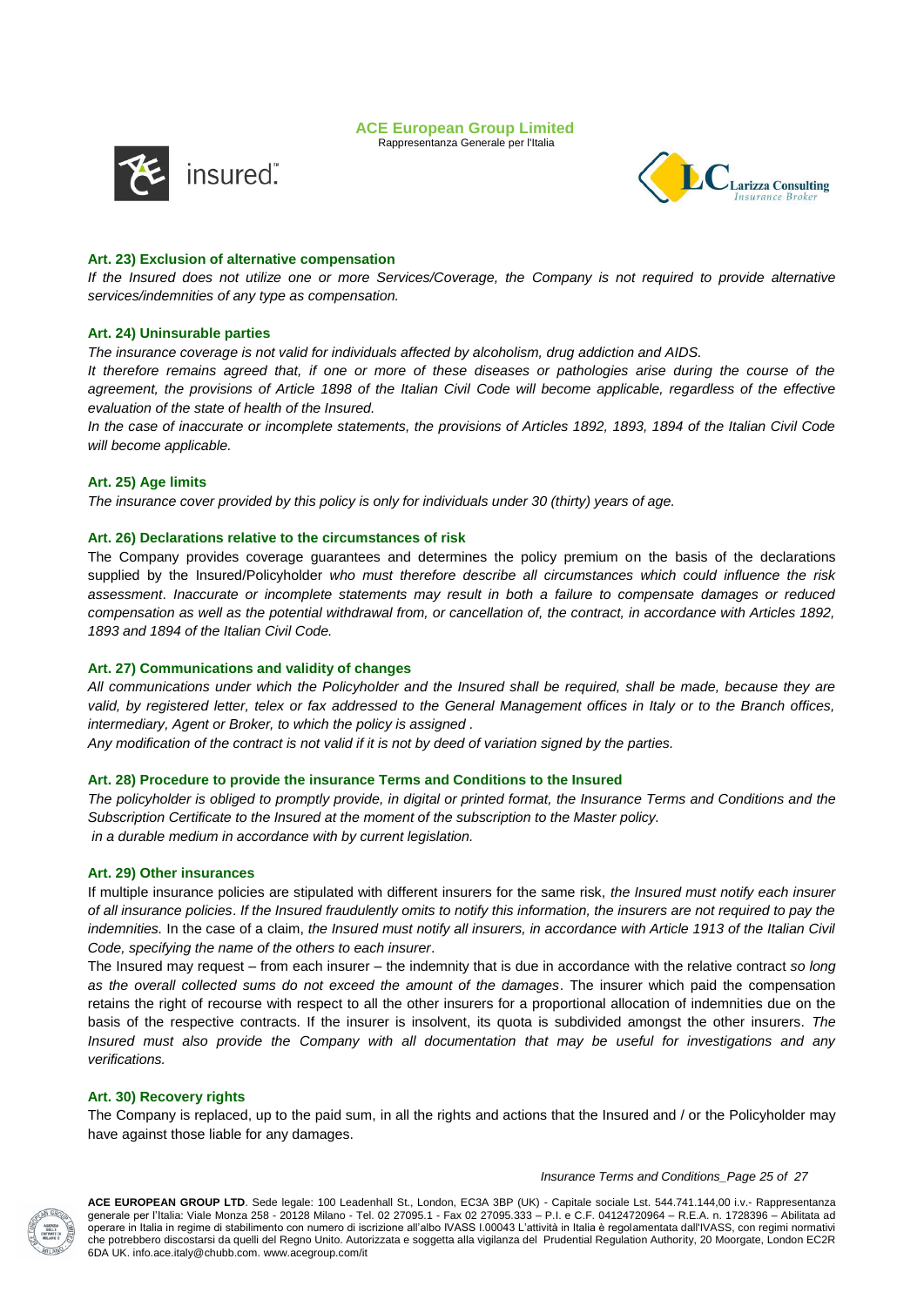### Art. 23) Exclusion of alternative compensation

*If the Insured does not utilize one or more Services/Coverage, the Company is not required to provide alternative services/indemnities of any type as compensation.*

### Art. 24) Uninsurable parties

*The insurance coverage is not valid for individuals affected by alcoholism, drug addiction and AIDS.*

*It therefore remains agreed that, if one or more of these diseases or pathologies arise during the course of the agreement, the provisions of Article 1898 of the Italian Civil Code will become applicable, regardless of the effective evaluation of the state of health of the Insured.*

*In the case of inaccurate or incomplete statements, the provisions of Articles 1892, 1893, 1894 of the Italian Civil Code will become applicable.*

### Art. 25) Age limits

*The insurance cover provided by this policy is only for individuals under 30 (thirty) years of age.*

### Art. 26) Declarations relative to the circumstances of risk

The Company provides coverage guarantees and determines the policy premium on the basis of the declarations supplied by the Insured/Policyholder *who must therefore describe all circumstances which could influence the risk assessment*. *Inaccurate or incomplete statements may result in both a failure to compensate damages or reduced compensation as well as the potential withdrawal from, or cancellation of, the contract, in accordance with Articles 1892, 1893 and 1894 of the Italian Civil Code.*

### Art. 27) Communications and validity of changes

*All communications under which the Policyholder and the Insured shall be required, shall be made, because they are valid, by registered letter, telex or fax addressed to the General Management offices in Italy or to the Branch offices, intermediary, Agent or Broker, to which the policy is assigned .*

*Any modification of the contract is not valid if it is not by deed of variation signed by the parties.*

### Art. 28) Procedure to provide the insurance Terms and Conditions to the Insured

*The policyholder is obliged to promptly provide, in digital or printed format, the Insurance Terms and Conditions and the Subscription Certificate to the Insured at the moment of the subscription to the Master policy.*
*in a durable medium in accordance with by current legislation.*

### Art. 29) Other insurances

If multiple insurance policies are stipulated with different insurers for the same risk, *the Insured must notify each insurer of all insurance policies*. *If the Insured fraudulently omits to notify this information, the insurers are not required to pay the indemnities.* In the case of a claim, *the Insured must notify all insurers, in accordance with Article 1913 of the Italian Civil Code, specifying the name of the others to each insurer*.

The Insured may request – from each insurer – the indemnity that is due in accordance with the relative contract *so long as the overall collected sums do not exceed the amount of the damages*. The insurer which paid the compensation retains the right of recourse with respect to all the other insurers for a proportional allocation of indemnities due on the basis of the respective contracts. If the insurer is insolvent, its quota is subdivided amongst the other insurers. *The Insured must also provide the Company with all documentation that may be useful for investigations and any verifications.*

### Art. 30) Recovery rights

The Company is replaced, up to the paid sum, in all the rights and actions that the Insured and / or the Policyholder may have against those liable for any damages.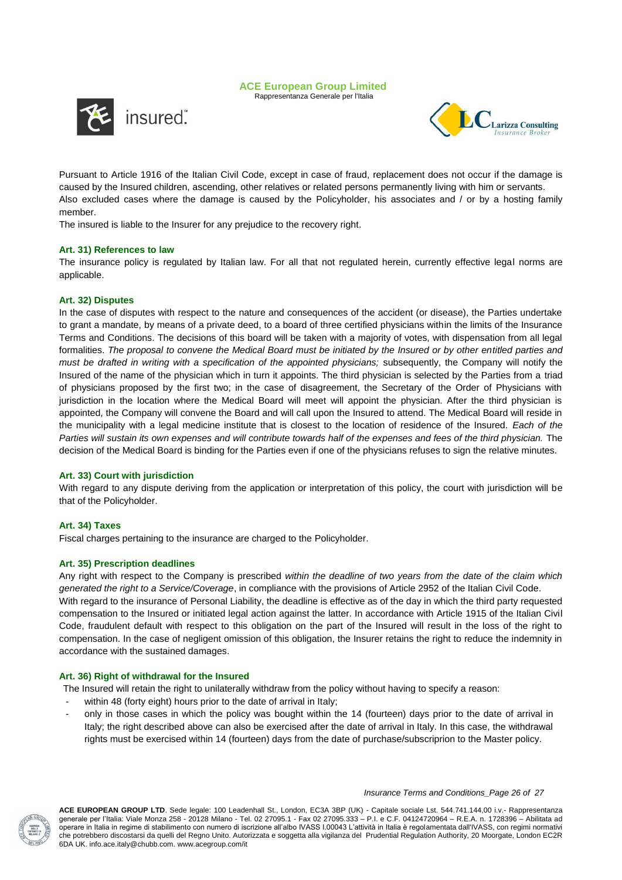Pursuant to Article 1916 of the Italian Civil Code, except in case of fraud, replacement does not occur if the damage is caused by the Insured children, ascending, other relatives or related persons permanently living with him or servants. Also excluded cases where the damage is caused by the Policyholder, his associates and / or by a hosting family member.

The insured is liable to the Insurer for any prejudice to the recovery right.

### Art. 31) References to law

The insurance policy is regulated by Italian law. For all that not regulated herein, currently effective legal norms are applicable.

### Art. 32) Disputes

In the case of disputes with respect to the nature and consequences of the accident (or disease), the Parties undertake to grant a mandate, by means of a private deed, to a board of three certified physicians within the limits of the Insurance Terms and Conditions. The decisions of this board will be taken with a majority of votes, with dispensation from all legal formalities. *The proposal to convene the Medical Board must be initiated by the Insured or by other entitled parties and must be drafted in writing with a specification of the appointed physicians;* subsequently, the Company will notify the Insured of the name of the physician which in turn it appoints. The third physician is selected by the Parties from a triad of physicians proposed by the first two; in the case of disagreement, the Secretary of the Order of Physicians with jurisdiction in the location where the Medical Board will meet will appoint the physician. After the third physician is appointed, the Company will convene the Board and will call upon the Insured to attend. The Medical Board will reside in the municipality with a legal medicine institute that is closest to the location of residence of the Insured. *Each of the Parties will sustain its own expenses and will contribute towards half of the expenses and fees of the third physician.* The decision of the Medical Board is binding for the Parties even if one of the physicians refuses to sign the relative minutes.

### Art. 33) Court with jurisdiction

With regard to any dispute deriving from the application or interpretation of this policy, the court with jurisdiction will be that of the Policyholder.

### Art. 34) Taxes

Fiscal charges pertaining to the insurance are charged to the Policyholder.

### Art. 35) Prescription deadlines

Any right with respect to the Company is prescribed *within the deadline of two years from the date of the claim which generated the right to a Service/Coverage*, in compliance with the provisions of Article 2952 of the Italian Civil Code.
With regard to the insurance of Personal Liability, the deadline is effective as of the day in which the third party requested compensation to the Insured or initiated legal action against the latter. In accordance with Article 1915 of the Italian Civil Code, fraudulent default with respect to this obligation on the part of the Insured will result in the loss of the right to compensation. In the case of negligent omission of this obligation, the Insurer retains the right to reduce the indemnity in accordance with the sustained damages.

### Art. 36) Right of withdrawal for the Insured

The Insured will retain the right to unilaterally withdraw from the policy without having to specify a reason:

- within 48 (forty eight) hours prior to the date of arrival in Italy;
- only in those cases in which the policy was bought within the 14 (fourteen) days prior to the date of arrival in Italy; the right described above can also be exercised after the date of arrival in Italy. In this case, the withdrawal rights must be exercised within 14 (fourteen) days from the date of purchase/subscriprion to the Master policy.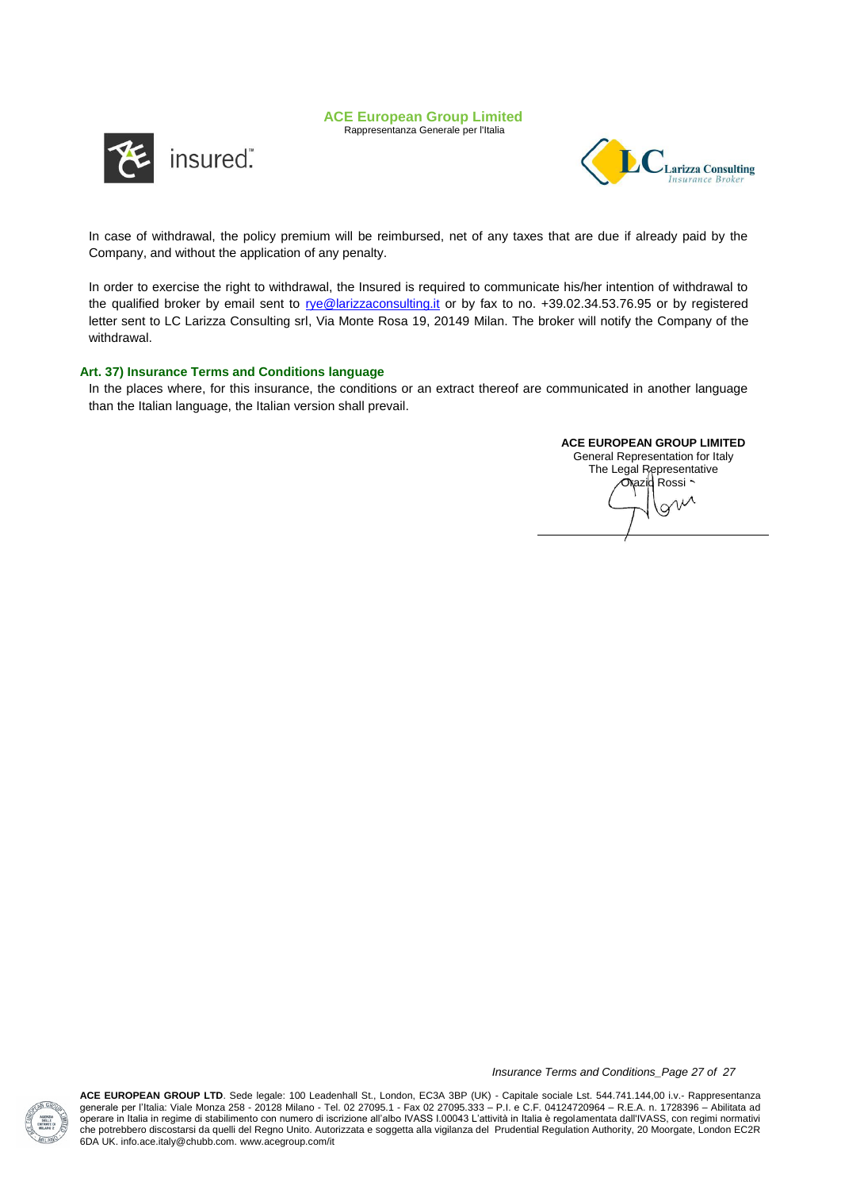In case of withdrawal, the policy premium will be reimbursed, net of any taxes that are due if already paid by the Company, and without the application of any penalty.

In order to exercise the right to withdrawal, the Insured is required to communicate his/her intention of withdrawal to the qualified broker by email sent to rye@larizzaconsulting.it or by fax to no. +39.02.34.53.76.95 or by registered letter sent to LC Larizza Consulting srl, Via Monte Rosa 19, 20149 Milan. The broker will notify the Company of the withdrawal.

### Art. 37) Insurance Terms and Conditions language

In the places where, for this insurance, the conditions or an extract thereof are communicated in another language than the Italian language, the Italian version shall prevail.

**ACE EUROPEAN GROUP LIMITED**
General Representation for Italy
The Legal Representative
Orazio Rossi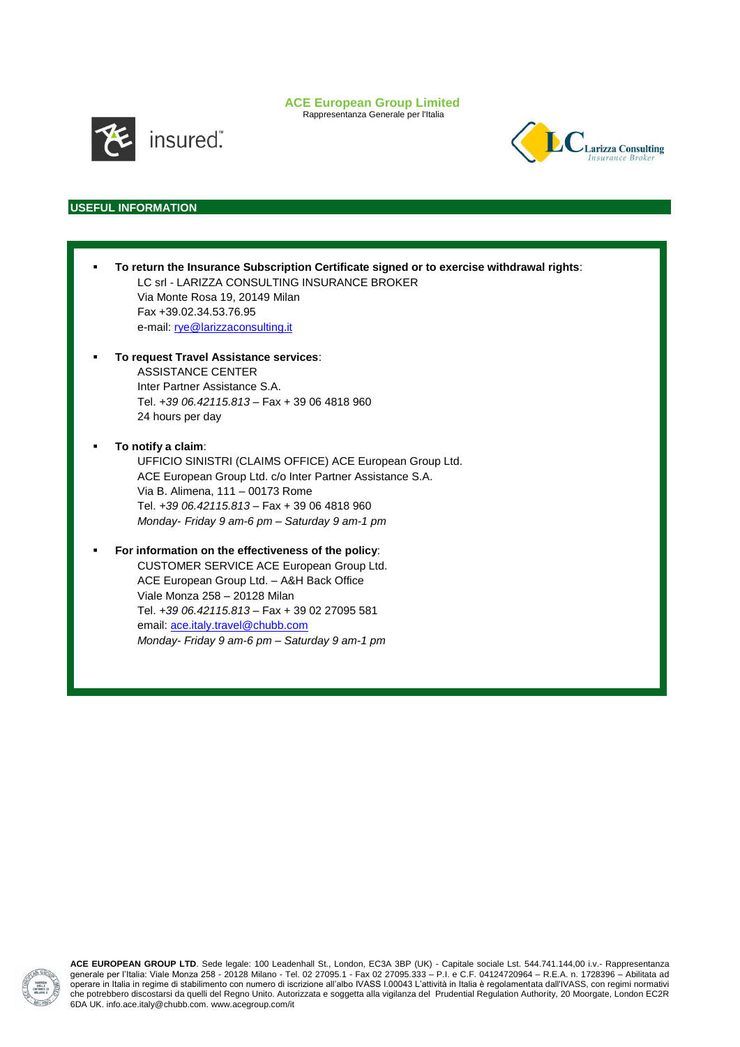**ACE European Group Limited**
Rappresentanza Generale per l'Italia

insured.

LC Larizza Consulting
Insurance Broker

## USEFUL INFORMATION

- **To return the Insurance Subscription Certificate signed or to exercise withdrawal rights**:
  LC srl - LARIZZA CONSULTING INSURANCE BROKER
  Via Monte Rosa 19, 20149 Milan
  Fax +39.02.34.53.76.95
  e-mail: rye@larizzaconsulting.it

- **To request Travel Assistance services**:
  ASSISTANCE CENTER
  Inter Partner Assistance S.A.
  Tel. *+39 06.42115.813* – Fax + 39 06 4818 960
  24 hours per day

- **To notify a claim**:
  UFFICIO SINISTRI (CLAIMS OFFICE) ACE European Group Ltd.
  ACE European Group Ltd. c/o Inter Partner Assistance S.A.
  Via B. Alimena, 111 – 00173 Rome
  Tel. *+39 06.42115.813* – Fax + 39 06 4818 960
  *Monday- Friday 9 am-6 pm – Saturday 9 am-1 pm*

- **For information on the effectiveness of the policy**:
  CUSTOMER SERVICE ACE European Group Ltd.
  ACE European Group Ltd. – A&H Back Office
  Viale Monza 258 – 20128 Milan
  Tel. *+39 06.42115.813* – Fax + 39 02 27095 581
  email: ace.italy.travel@chubb.com
  *Monday- Friday 9 am-6 pm – Saturday 9 am-1 pm*

**ACE EUROPEAN GROUP LTD**. Sede legale: 100 Leadenhall St., London, EC3A 3BP (UK) - Capitale sociale Lst. 544.741.144,00 i.v.- Rappresentanza generale per l'Italia: Viale Monza 258 - 20128 Milano - Tel. 02 27095.1 - Fax 02 27095.333 – P.I. e C.F. 04124720964 – R.E.A. n. 1728396 – Abilitata ad operare in Italia in regime di stabilimento con numero di iscrizione all'albo IVASS I.00043 L'attività in Italia è regolamentata dall'IVASS, con regimi normativi che potrebbero discostarsi da quelli del Regno Unito. Autorizzata e soggetta alla vigilanza del Prudential Regulation Authority, 20 Moorgate, London EC2R 6DA UK. info.ace.italy@chubb.com. www.acegroup.com/it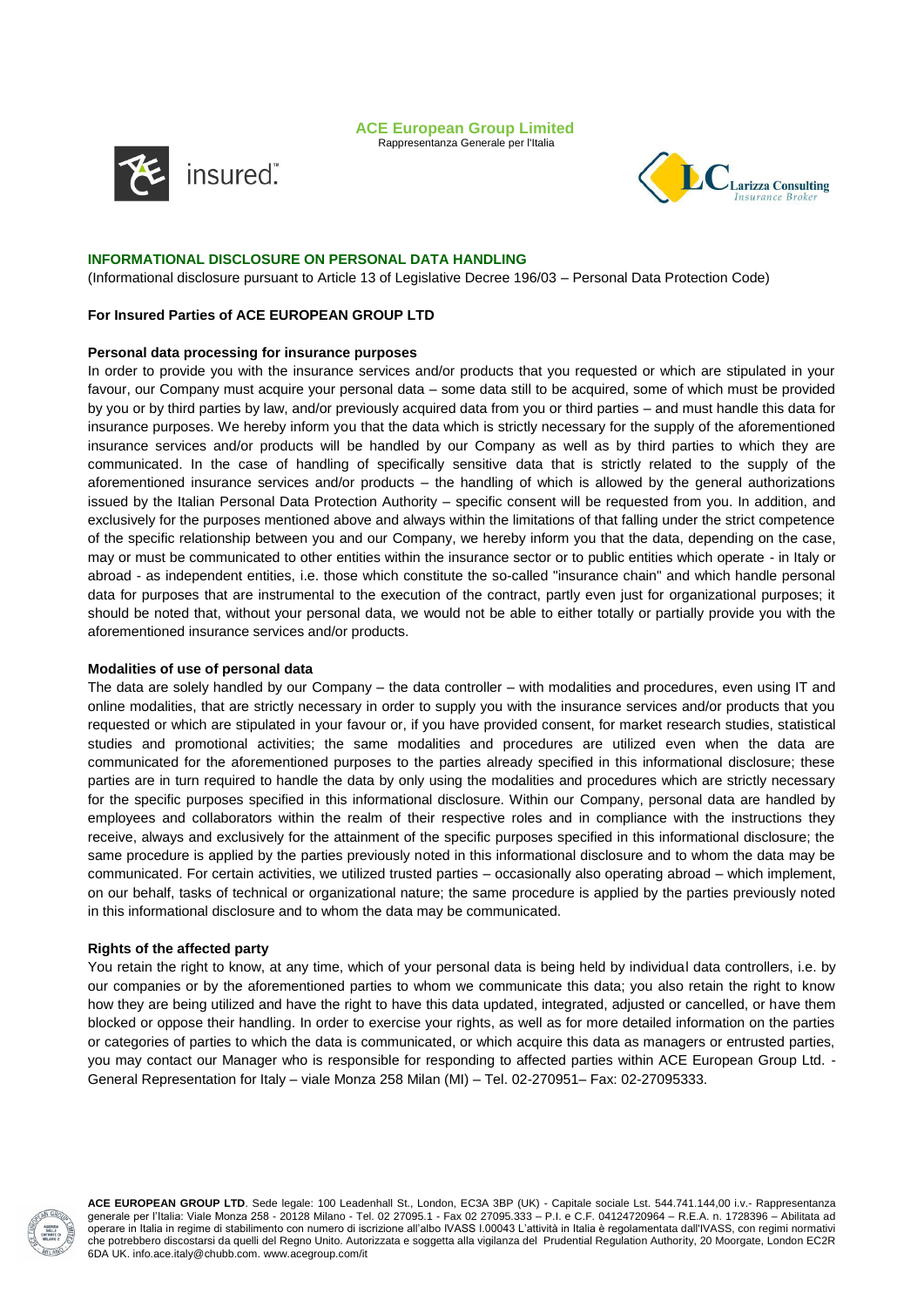**ACE European Group Limited**
Rappresentanza Generale per l'Italia

insured.™

Larizza Consulting
Insurance Broker

## INFORMATIONAL DISCLOSURE ON PERSONAL DATA HANDLING

(Informational disclosure pursuant to Article 13 of Legislative Decree 196/03 – Personal Data Protection Code)

**For Insured Parties of ACE EUROPEAN GROUP LTD**

**Personal data processing for insurance purposes**

In order to provide you with the insurance services and/or products that you requested or which are stipulated in your favour, our Company must acquire your personal data – some data still to be acquired, some of which must be provided by you or by third parties by law, and/or previously acquired data from you or third parties – and must handle this data for insurance purposes. We hereby inform you that the data which is strictly necessary for the supply of the aforementioned insurance services and/or products will be handled by our Company as well as by third parties to which they are communicated. In the case of handling of specifically sensitive data that is strictly related to the supply of the aforementioned insurance services and/or products – the handling of which is allowed by the general authorizations issued by the Italian Personal Data Protection Authority – specific consent will be requested from you. In addition, and exclusively for the purposes mentioned above and always within the limitations of that falling under the strict competence of the specific relationship between you and our Company, we hereby inform you that the data, depending on the case, may or must be communicated to other entities within the insurance sector or to public entities which operate - in Italy or abroad - as independent entities, i.e. those which constitute the so-called "insurance chain" and which handle personal data for purposes that are instrumental to the execution of the contract, partly even just for organizational purposes; it should be noted that, without your personal data, we would not be able to either totally or partially provide you with the aforementioned insurance services and/or products.

**Modalities of use of personal data**

The data are solely handled by our Company – the data controller – with modalities and procedures, even using IT and online modalities, that are strictly necessary in order to supply you with the insurance services and/or products that you requested or which are stipulated in your favour or, if you have provided consent, for market research studies, statistical studies and promotional activities; the same modalities and procedures are utilized even when the data are communicated for the aforementioned purposes to the parties already specified in this informational disclosure; these parties are in turn required to handle the data by only using the modalities and procedures which are strictly necessary for the specific purposes specified in this informational disclosure. Within our Company, personal data are handled by employees and collaborators within the realm of their respective roles and in compliance with the instructions they receive, always and exclusively for the attainment of the specific purposes specified in this informational disclosure; the same procedure is applied by the parties previously noted in this informational disclosure and to whom the data may be communicated. For certain activities, we utilized trusted parties – occasionally also operating abroad – which implement, on our behalf, tasks of technical or organizational nature; the same procedure is applied by the parties previously noted in this informational disclosure and to whom the data may be communicated.

**Rights of the affected party**

You retain the right to know, at any time, which of your personal data is being held by individual data controllers, i.e. by our companies or by the aforementioned parties to whom we communicate this data; you also retain the right to know how they are being utilized and have the right to have this data updated, integrated, adjusted or cancelled, or have them blocked or oppose their handling. In order to exercise your rights, as well as for more detailed information on the parties or categories of parties to which the data is communicated, or which acquire this data as managers or entrusted parties, you may contact our Manager who is responsible for responding to affected parties within ACE European Group Ltd. - General Representation for Italy – viale Monza 258 Milan (MI) – Tel. 02-270951– Fax: 02-27095333.

**ACE EUROPEAN GROUP LTD**. Sede legale: 100 Leadenhall St., London, EC3A 3BP (UK) - Capitale sociale Lst. 544.741.144,00 i.v.- Rappresentanza generale per l'Italia: Viale Monza 258 - 20128 Milano - Tel. 02 27095.1 - Fax 02 27095.333 – P.I. e C.F. 04124720964 – R.E.A. n. 1728396 – Abilitata ad operare in Italia in regime di stabilimento con numero di iscrizione all'albo IVASS I.00043 L'attività in Italia è regolamentata dall'IVASS, con regimi normativi che potrebbero discostarsi da quelli del Regno Unito. Autorizzata e soggetta alla vigilanza del Prudential Regulation Authority, 20 Moorgate, London EC2R 6DA UK. info.ace.italy@chubb.com. www.acegroup.com/it